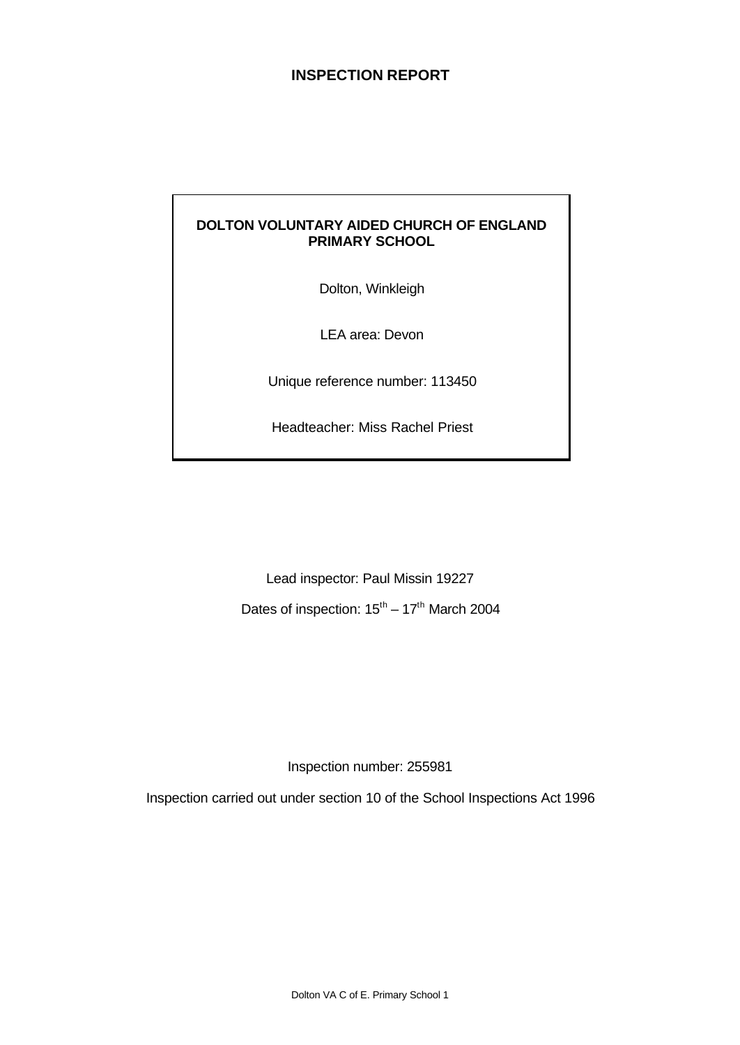# INSPECTION REPORT

**DOLTON VOLUNTARY AIDED CHURCH OF ENGLAND PRIMARY SCHOOL**

Dolton, Winkleigh

LEA area: Devon

Unique reference number: 113450

Headteacher: Miss Rachel Priest

Lead inspector: Paul Missin 19227

Dates of inspection: 15th – 17th March 2004

Inspection number: 255981

Inspection carried out under section 10 of the School Inspections Act 1996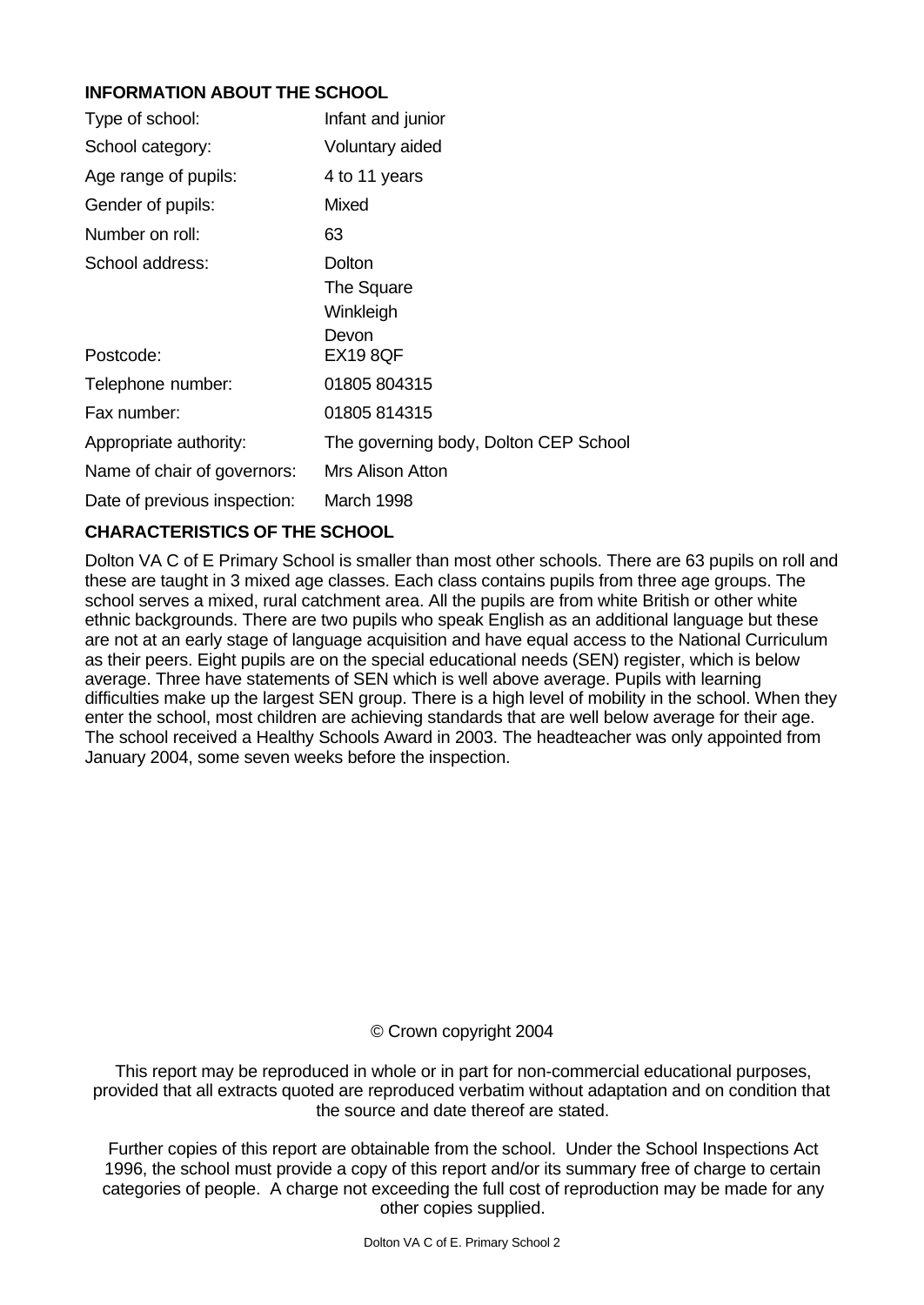## INFORMATION ABOUT THE SCHOOL

| | |
|---|---|
| Type of school: | Infant and junior |
| School category: | Voluntary aided |
| Age range of pupils: | 4 to 11 years |
| Gender of pupils: | Mixed |
| Number on roll: | 63 |
| School address: | Dolton<br>The Square<br>Winkleigh<br>Devon |
| Postcode: | EX19 8QF |
| Telephone number: | 01805 804315 |
| Fax number: | 01805 814315 |
| Appropriate authority: | The governing body, Dolton CEP School |
| Name of chair of governors: | Mrs Alison Atton |
| Date of previous inspection: | March 1998 |

## CHARACTERISTICS OF THE SCHOOL

Dolton VA C of E Primary School is smaller than most other schools. There are 63 pupils on roll and these are taught in 3 mixed age classes. Each class contains pupils from three age groups. The school serves a mixed, rural catchment area. All the pupils are from white British or other white ethnic backgrounds. There are two pupils who speak English as an additional language but these are not at an early stage of language acquisition and have equal access to the National Curriculum as their peers. Eight pupils are on the special educational needs (SEN) register, which is below average. Three have statements of SEN which is well above average. Pupils with learning difficulties make up the largest SEN group. There is a high level of mobility in the school. When they enter the school, most children are achieving standards that are well below average for their age. The school received a Healthy Schools Award in 2003. The headteacher was only appointed from January 2004, some seven weeks before the inspection.

© Crown copyright 2004

This report may be reproduced in whole or in part for non-commercial educational purposes, provided that all extracts quoted are reproduced verbatim without adaptation and on condition that the source and date thereof are stated.

Further copies of this report are obtainable from the school. Under the School Inspections Act 1996, the school must provide a copy of this report and/or its summary free of charge to certain categories of people. A charge not exceeding the full cost of reproduction may be made for any other copies supplied.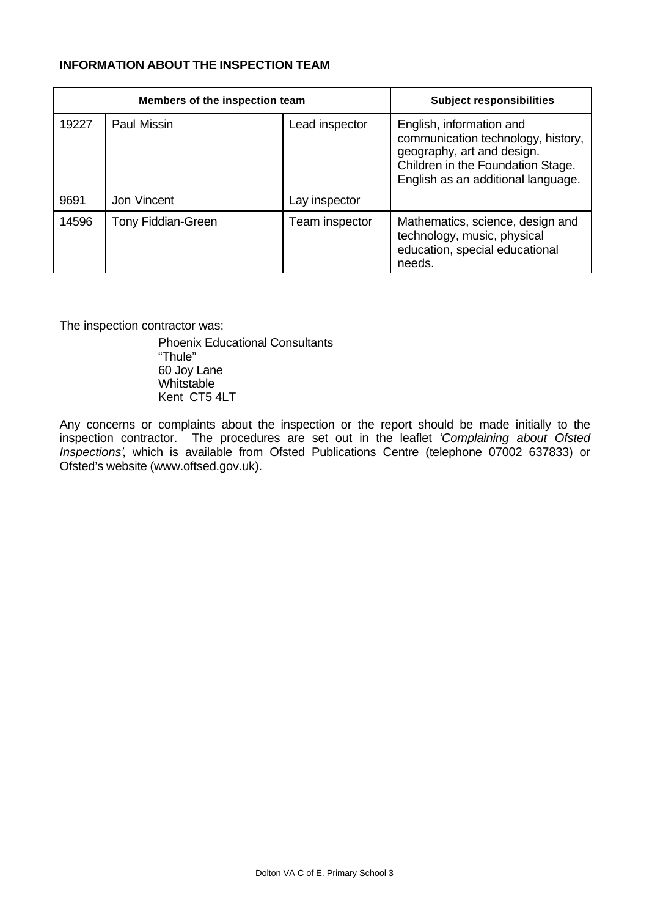**INFORMATION ABOUT THE INSPECTION TEAM**

| Members of the inspection team | | | Subject responsibilities |
|---|---|---|---|
| 19227 | Paul Missin | Lead inspector | English, information and communication technology, history, geography, art and design. Children in the Foundation Stage. English as an additional language. |
| 9691 | Jon Vincent | Lay inspector | |
| 14596 | Tony Fiddian-Green | Team inspector | Mathematics, science, design and technology, music, physical education, special educational needs. |

The inspection contractor was:

Phoenix Educational Consultants
"Thule"
60 Joy Lane
Whitstable
Kent CT5 4LT

Any concerns or complaints about the inspection or the report should be made initially to the inspection contractor. The procedures are set out in the leaflet *'Complaining about Ofsted Inspections'*, which is available from Ofsted Publications Centre (telephone 07002 637833) or Ofsted's website (www.oftsed.gov.uk).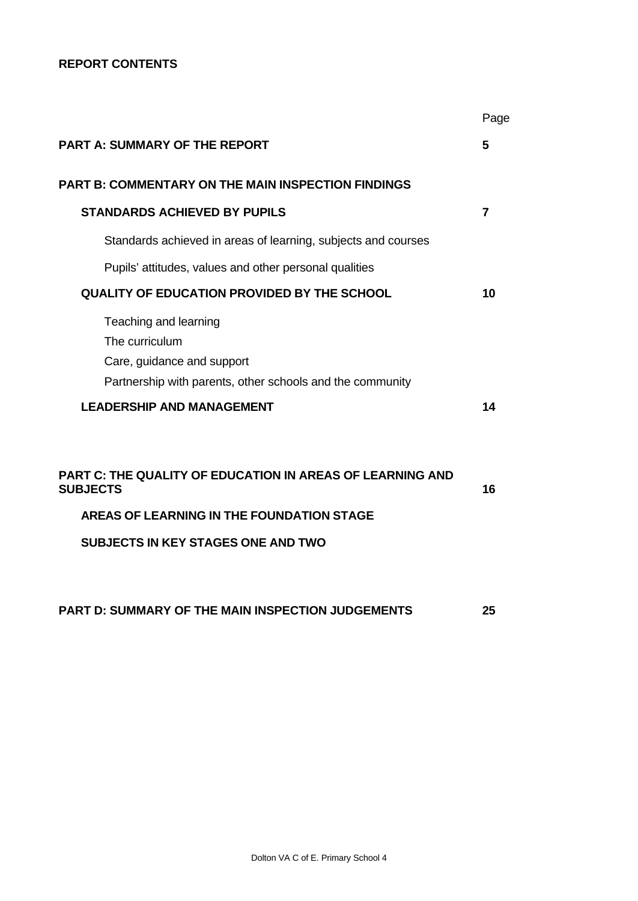**REPORT CONTENTS**

| | Page |
|---|---|
| **PART A: SUMMARY OF THE REPORT** | **5** |
| **PART B: COMMENTARY ON THE MAIN INSPECTION FINDINGS** | |
| **STANDARDS ACHIEVED BY PUPILS** | **7** |
| Standards achieved in areas of learning, subjects and courses | |
| Pupils' attitudes, values and other personal qualities | |
| **QUALITY OF EDUCATION PROVIDED BY THE SCHOOL** | **10** |
| Teaching and learning | |
| The curriculum | |
| Care, guidance and support | |
| Partnership with parents, other schools and the community | |
| **LEADERSHIP AND MANAGEMENT** | **14** |
| **PART C: THE QUALITY OF EDUCATION IN AREAS OF LEARNING AND SUBJECTS** | **16** |
| **AREAS OF LEARNING IN THE FOUNDATION STAGE** | |
| **SUBJECTS IN KEY STAGES ONE AND TWO** | |
| **PART D: SUMMARY OF THE MAIN INSPECTION JUDGEMENTS** | **25** |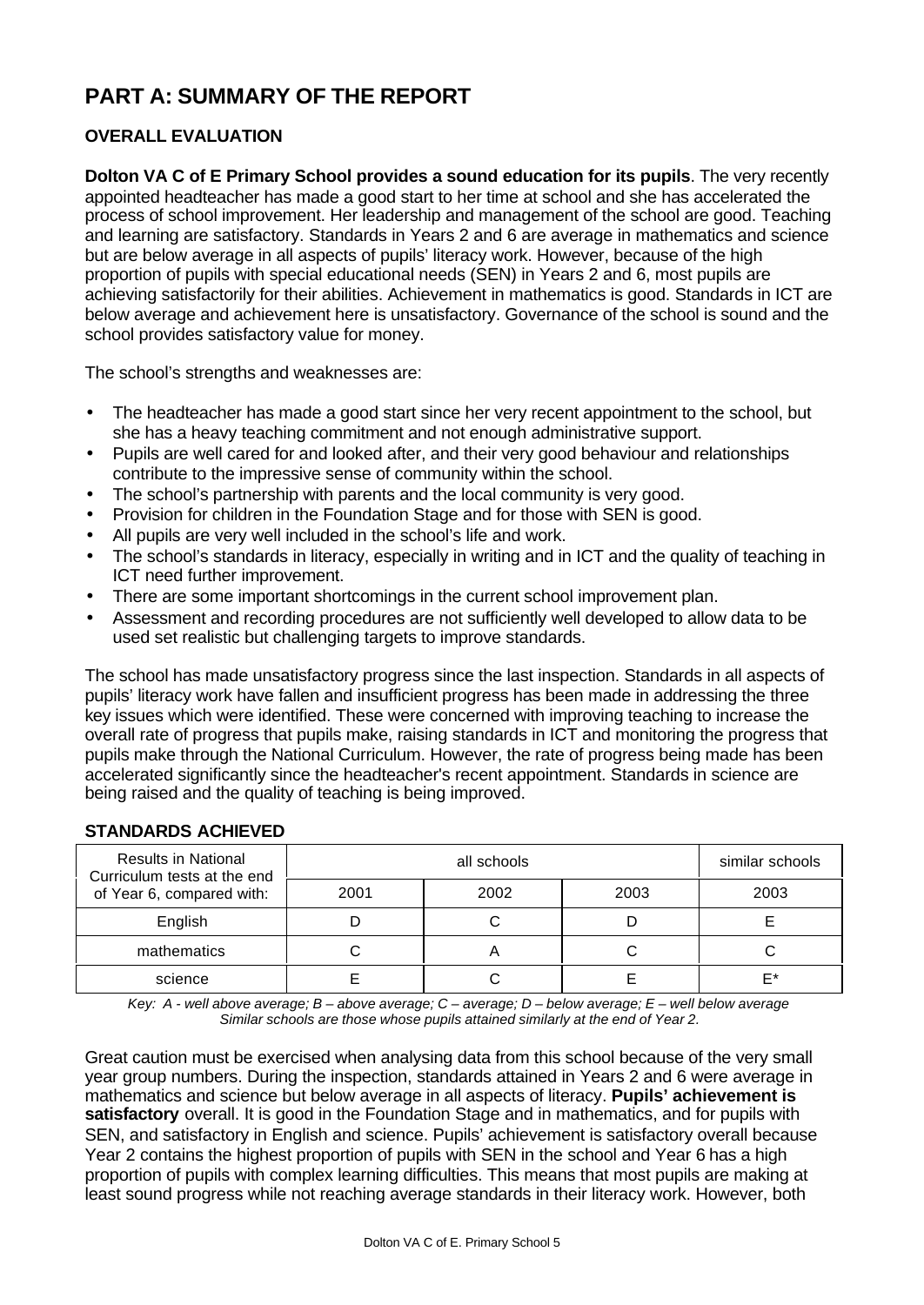# PART A: SUMMARY OF THE REPORT

## OVERALL EVALUATION

**Dolton VA C of E Primary School provides a sound education for its pupils**. The very recently appointed headteacher has made a good start to her time at school and she has accelerated the process of school improvement. Her leadership and management of the school are good. Teaching and learning are satisfactory. Standards in Years 2 and 6 are average in mathematics and science but are below average in all aspects of pupils' literacy work. However, because of the high proportion of pupils with special educational needs (SEN) in Years 2 and 6, most pupils are achieving satisfactorily for their abilities. Achievement in mathematics is good. Standards in ICT are below average and achievement here is unsatisfactory. Governance of the school is sound and the school provides satisfactory value for money.

The school's strengths and weaknesses are:

- The headteacher has made a good start since her very recent appointment to the school, but she has a heavy teaching commitment and not enough administrative support.
- Pupils are well cared for and looked after, and their very good behaviour and relationships contribute to the impressive sense of community within the school.
- The school's partnership with parents and the local community is very good.
- Provision for children in the Foundation Stage and for those with SEN is good.
- All pupils are very well included in the school's life and work.
- The school's standards in literacy, especially in writing and in ICT and the quality of teaching in ICT need further improvement.
- There are some important shortcomings in the current school improvement plan.
- Assessment and recording procedures are not sufficiently well developed to allow data to be used set realistic but challenging targets to improve standards.

The school has made unsatisfactory progress since the last inspection. Standards in all aspects of pupils' literacy work have fallen and insufficient progress has been made in addressing the three key issues which were identified. These were concerned with improving teaching to increase the overall rate of progress that pupils make, raising standards in ICT and monitoring the progress that pupils make through the National Curriculum. However, the rate of progress being made has been accelerated significantly since the headteacher's recent appointment. Standards in science are being raised and the quality of teaching is being improved.

## STANDARDS ACHIEVED

| Results in National Curriculum tests at the end of Year 6, compared with: | all schools | | | similar schools |
|---|---|---|---|---|
| | 2001 | 2002 | 2003 | 2003 |
| English | D | C | D | E |
| mathematics | C | A | C | C |
| science | E | C | E | E* |

*Key: A - well above average; B – above average; C – average; D – below average; E – well below average*
*Similar schools are those whose pupils attained similarly at the end of Year 2.*

Great caution must be exercised when analysing data from this school because of the very small year group numbers. During the inspection, standards attained in Years 2 and 6 were average in mathematics and science but below average in all aspects of literacy. **Pupils' achievement is satisfactory** overall. It is good in the Foundation Stage and in mathematics, and for pupils with SEN, and satisfactory in English and science. Pupils' achievement is satisfactory overall because Year 2 contains the highest proportion of pupils with SEN in the school and Year 6 has a high proportion of pupils with complex learning difficulties. This means that most pupils are making at least sound progress while not reaching average standards in their literacy work. However, both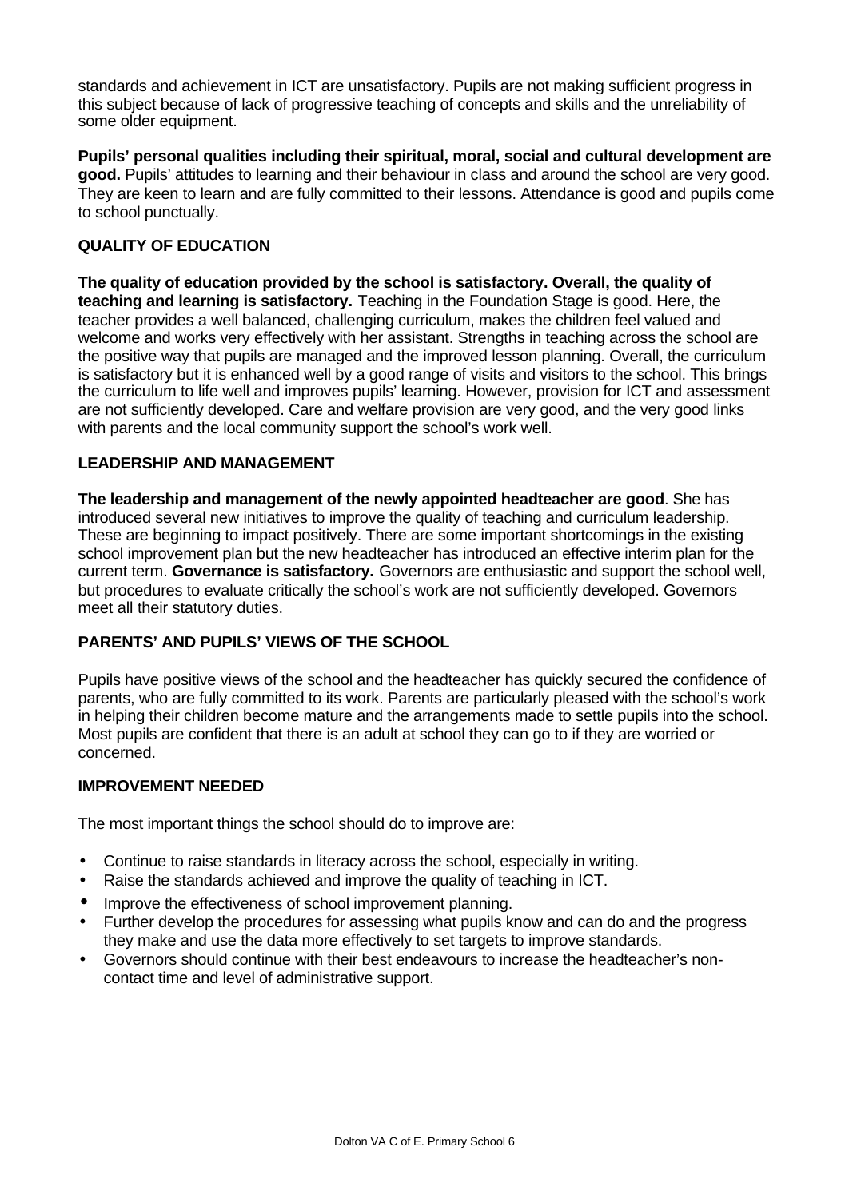standards and achievement in ICT are unsatisfactory. Pupils are not making sufficient progress in this subject because of lack of progressive teaching of concepts and skills and the unreliability of some older equipment.

**Pupils' personal qualities including their spiritual, moral, social and cultural development are good.** Pupils' attitudes to learning and their behaviour in class and around the school are very good. They are keen to learn and are fully committed to their lessons. Attendance is good and pupils come to school punctually.

### QUALITY OF EDUCATION

**The quality of education provided by the school is satisfactory. Overall, the quality of teaching and learning is satisfactory.** Teaching in the Foundation Stage is good. Here, the teacher provides a well balanced, challenging curriculum, makes the children feel valued and welcome and works very effectively with her assistant. Strengths in teaching across the school are the positive way that pupils are managed and the improved lesson planning. Overall, the curriculum is satisfactory but it is enhanced well by a good range of visits and visitors to the school. This brings the curriculum to life well and improves pupils' learning. However, provision for ICT and assessment are not sufficiently developed. Care and welfare provision are very good, and the very good links with parents and the local community support the school's work well.

### LEADERSHIP AND MANAGEMENT

**The leadership and management of the newly appointed headteacher are good**. She has introduced several new initiatives to improve the quality of teaching and curriculum leadership. These are beginning to impact positively. There are some important shortcomings in the existing school improvement plan but the new headteacher has introduced an effective interim plan for the current term. **Governance is satisfactory.** Governors are enthusiastic and support the school well, but procedures to evaluate critically the school's work are not sufficiently developed. Governors meet all their statutory duties.

### PARENTS' AND PUPILS' VIEWS OF THE SCHOOL

Pupils have positive views of the school and the headteacher has quickly secured the confidence of parents, who are fully committed to its work. Parents are particularly pleased with the school's work in helping their children become mature and the arrangements made to settle pupils into the school. Most pupils are confident that there is an adult at school they can go to if they are worried or concerned.

### IMPROVEMENT NEEDED

The most important things the school should do to improve are:

- Continue to raise standards in literacy across the school, especially in writing.
- Raise the standards achieved and improve the quality of teaching in ICT.
- Improve the effectiveness of school improvement planning.
- Further develop the procedures for assessing what pupils know and can do and the progress they make and use the data more effectively to set targets to improve standards.
- Governors should continue with their best endeavours to increase the headteacher's non-contact time and level of administrative support.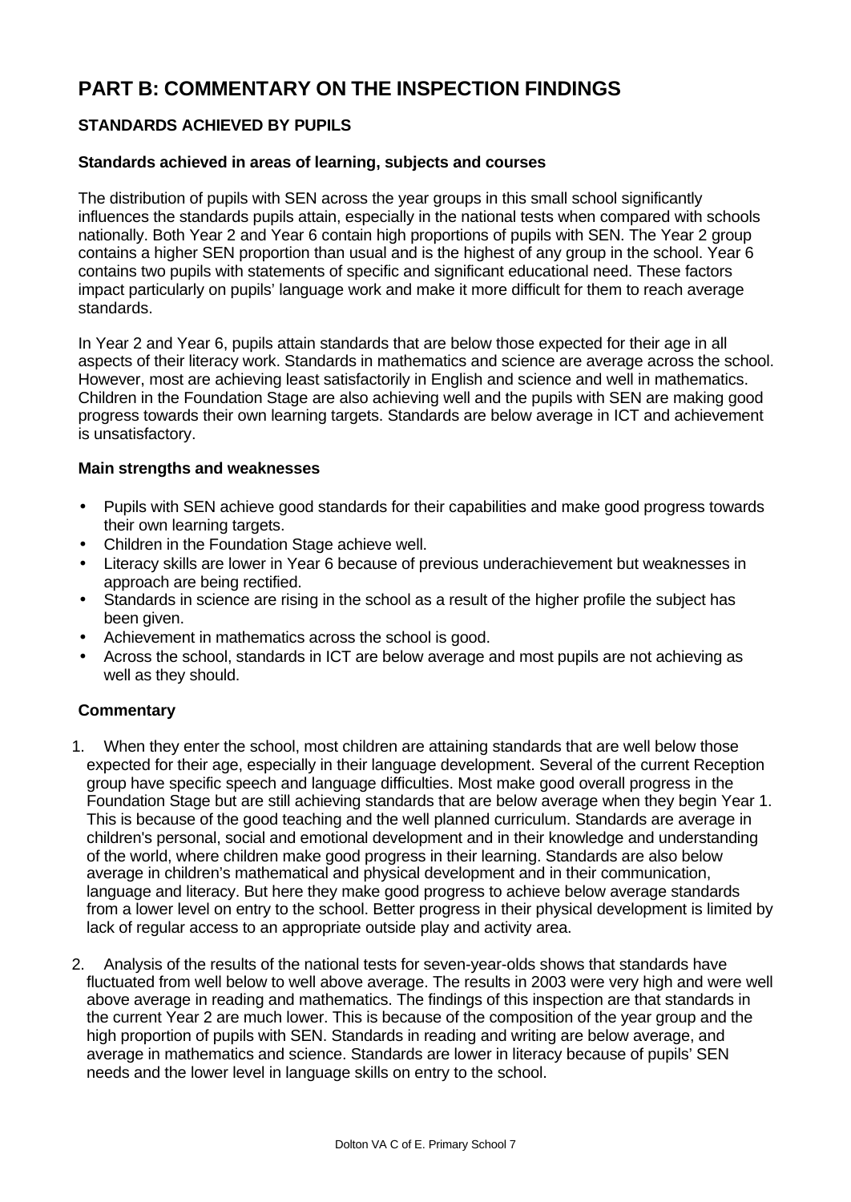# PART B: COMMENTARY ON THE INSPECTION FINDINGS

## STANDARDS ACHIEVED BY PUPILS

### Standards achieved in areas of learning, subjects and courses

The distribution of pupils with SEN across the year groups in this small school significantly influences the standards pupils attain, especially in the national tests when compared with schools nationally. Both Year 2 and Year 6 contain high proportions of pupils with SEN. The Year 2 group contains a higher SEN proportion than usual and is the highest of any group in the school. Year 6 contains two pupils with statements of specific and significant educational need. These factors impact particularly on pupils' language work and make it more difficult for them to reach average standards.

In Year 2 and Year 6, pupils attain standards that are below those expected for their age in all aspects of their literacy work. Standards in mathematics and science are average across the school. However, most are achieving least satisfactorily in English and science and well in mathematics. Children in the Foundation Stage are also achieving well and the pupils with SEN are making good progress towards their own learning targets. Standards are below average in ICT and achievement is unsatisfactory.

### Main strengths and weaknesses

- Pupils with SEN achieve good standards for their capabilities and make good progress towards their own learning targets.
- Children in the Foundation Stage achieve well.
- Literacy skills are lower in Year 6 because of previous underachievement but weaknesses in approach are being rectified.
- Standards in science are rising in the school as a result of the higher profile the subject has been given.
- Achievement in mathematics across the school is good.
- Across the school, standards in ICT are below average and most pupils are not achieving as well as they should.

### Commentary

1. When they enter the school, most children are attaining standards that are well below those expected for their age, especially in their language development. Several of the current Reception group have specific speech and language difficulties. Most make good overall progress in the Foundation Stage but are still achieving standards that are below average when they begin Year 1. This is because of the good teaching and the well planned curriculum. Standards are average in children's personal, social and emotional development and in their knowledge and understanding of the world, where children make good progress in their learning. Standards are also below average in children's mathematical and physical development and in their communication, language and literacy. But here they make good progress to achieve below average standards from a lower level on entry to the school. Better progress in their physical development is limited by lack of regular access to an appropriate outside play and activity area.

2. Analysis of the results of the national tests for seven-year-olds shows that standards have fluctuated from well below to well above average. The results in 2003 were very high and were well above average in reading and mathematics. The findings of this inspection are that standards in the current Year 2 are much lower. This is because of the composition of the year group and the high proportion of pupils with SEN. Standards in reading and writing are below average, and average in mathematics and science. Standards are lower in literacy because of pupils' SEN needs and the lower level in language skills on entry to the school.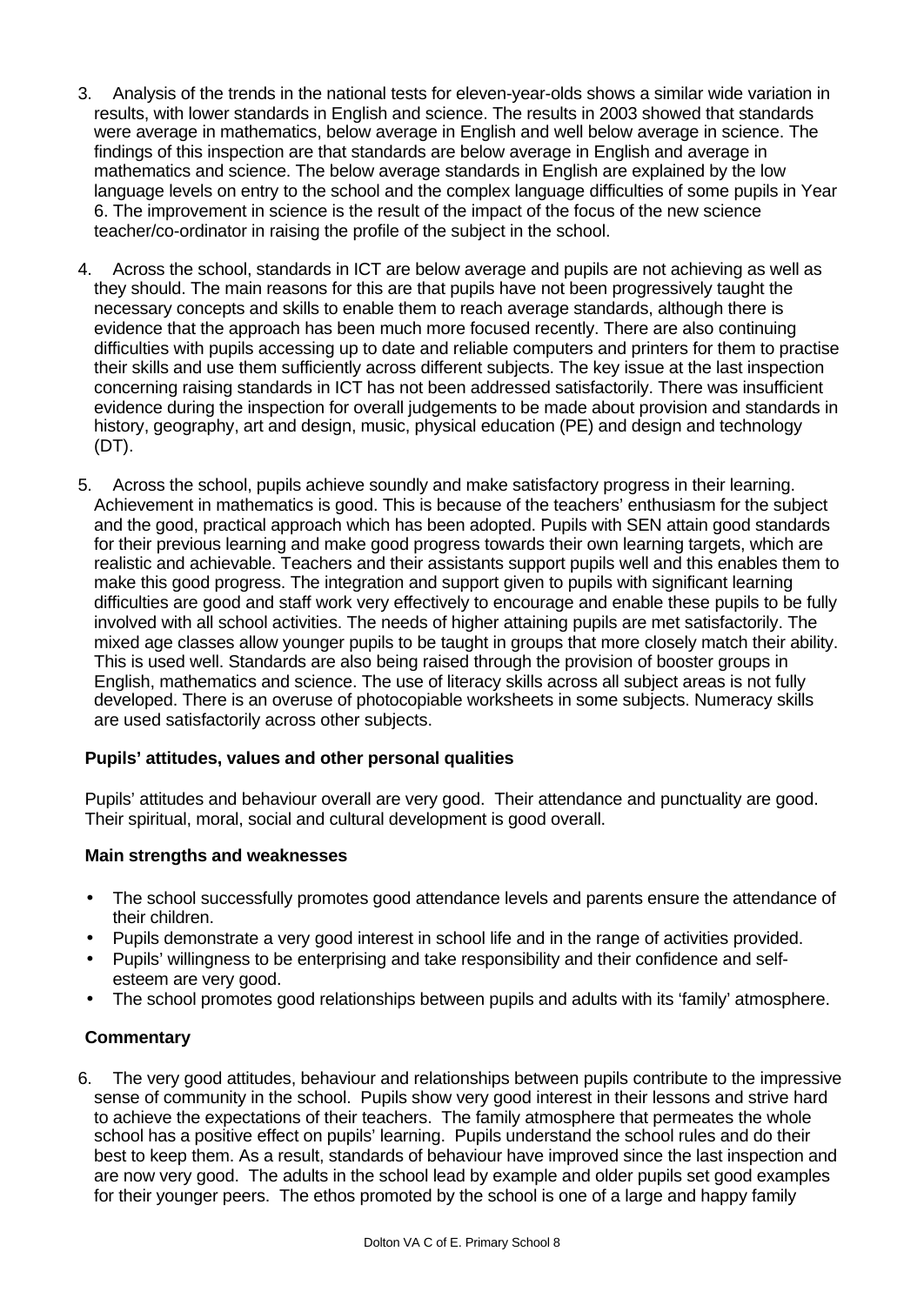3. Analysis of the trends in the national tests for eleven-year-olds shows a similar wide variation in results, with lower standards in English and science. The results in 2003 showed that standards were average in mathematics, below average in English and well below average in science. The findings of this inspection are that standards are below average in English and average in mathematics and science. The below average standards in English are explained by the low language levels on entry to the school and the complex language difficulties of some pupils in Year 6. The improvement in science is the result of the impact of the focus of the new science teacher/co-ordinator in raising the profile of the subject in the school.

4. Across the school, standards in ICT are below average and pupils are not achieving as well as they should. The main reasons for this are that pupils have not been progressively taught the necessary concepts and skills to enable them to reach average standards, although there is evidence that the approach has been much more focused recently. There are also continuing difficulties with pupils accessing up to date and reliable computers and printers for them to practise their skills and use them sufficiently across different subjects. The key issue at the last inspection concerning raising standards in ICT has not been addressed satisfactorily. There was insufficient evidence during the inspection for overall judgements to be made about provision and standards in history, geography, art and design, music, physical education (PE) and design and technology (DT).

5. Across the school, pupils achieve soundly and make satisfactory progress in their learning. Achievement in mathematics is good. This is because of the teachers' enthusiasm for the subject and the good, practical approach which has been adopted. Pupils with SEN attain good standards for their previous learning and make good progress towards their own learning targets, which are realistic and achievable. Teachers and their assistants support pupils well and this enables them to make this good progress. The integration and support given to pupils with significant learning difficulties are good and staff work very effectively to encourage and enable these pupils to be fully involved with all school activities. The needs of higher attaining pupils are met satisfactorily. The mixed age classes allow younger pupils to be taught in groups that more closely match their ability. This is used well. Standards are also being raised through the provision of booster groups in English, mathematics and science. The use of literacy skills across all subject areas is not fully developed. There is an overuse of photocopiable worksheets in some subjects. Numeracy skills are used satisfactorily across other subjects.

### Pupils' attitudes, values and other personal qualities

Pupils' attitudes and behaviour overall are very good. Their attendance and punctuality are good. Their spiritual, moral, social and cultural development is good overall.

#### Main strengths and weaknesses

- The school successfully promotes good attendance levels and parents ensure the attendance of their children.
- Pupils demonstrate a very good interest in school life and in the range of activities provided.
- Pupils' willingness to be enterprising and take responsibility and their confidence and self-esteem are very good.
- The school promotes good relationships between pupils and adults with its 'family' atmosphere.

#### Commentary

6. The very good attitudes, behaviour and relationships between pupils contribute to the impressive sense of community in the school. Pupils show very good interest in their lessons and strive hard to achieve the expectations of their teachers. The family atmosphere that permeates the whole school has a positive effect on pupils' learning. Pupils understand the school rules and do their best to keep them. As a result, standards of behaviour have improved since the last inspection and are now very good. The adults in the school lead by example and older pupils set good examples for their younger peers. The ethos promoted by the school is one of a large and happy family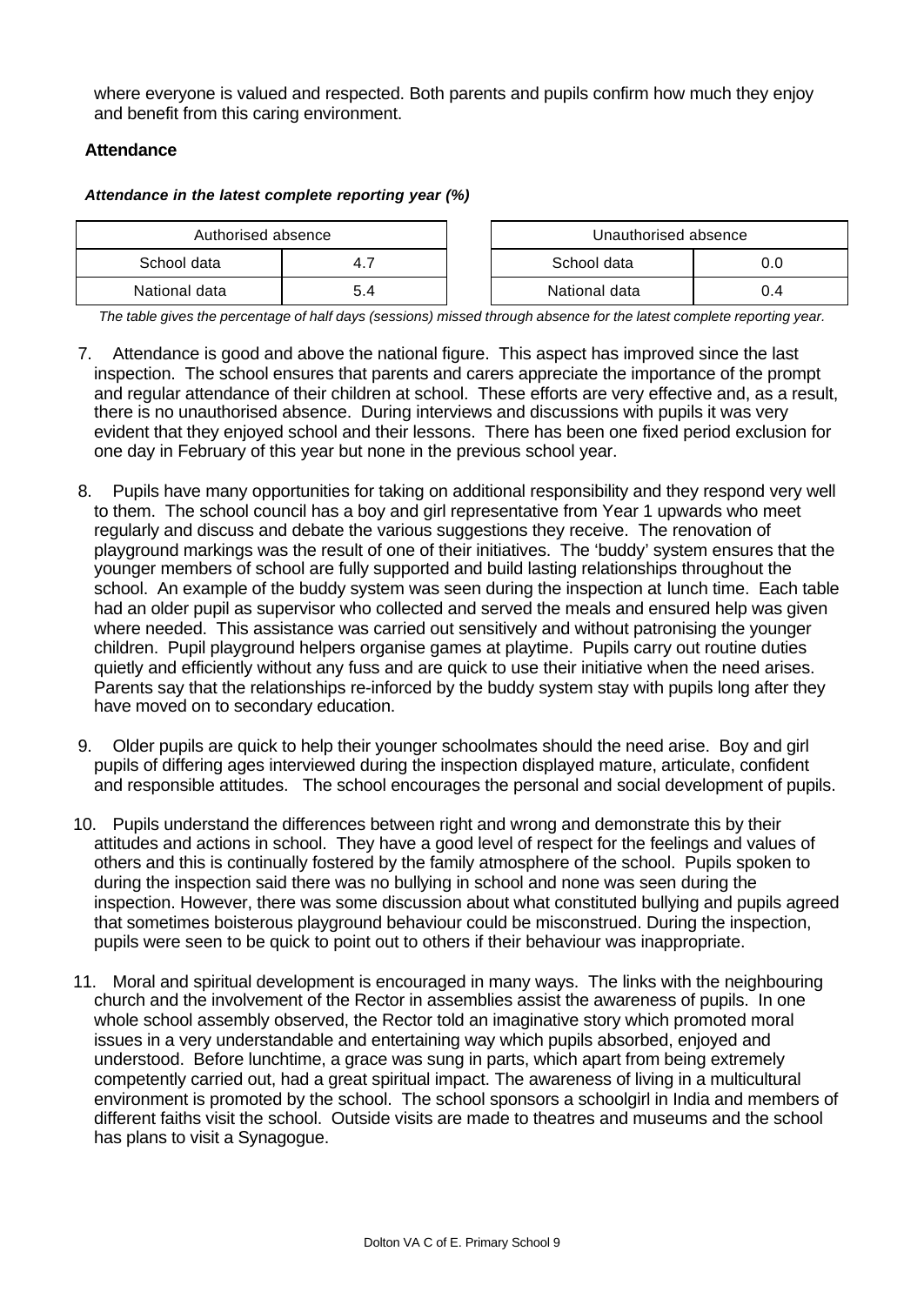where everyone is valued and respected. Both parents and pupils confirm how much they enjoy and benefit from this caring environment.

### Attendance

***Attendance in the latest complete reporting year (%)***

| Authorised absence | |
|---|---|
| School data | 4.7 |
| National data | 5.4 |

| Unauthorised absence | |
|---|---|
| School data | 0.0 |
| National data | 0.4 |

*The table gives the percentage of half days (sessions) missed through absence for the latest complete reporting year.*

7. Attendance is good and above the national figure. This aspect has improved since the last inspection. The school ensures that parents and carers appreciate the importance of the prompt and regular attendance of their children at school. These efforts are very effective and, as a result, there is no unauthorised absence. During interviews and discussions with pupils it was very evident that they enjoyed school and their lessons. There has been one fixed period exclusion for one day in February of this year but none in the previous school year.

8. Pupils have many opportunities for taking on additional responsibility and they respond very well to them. The school council has a boy and girl representative from Year 1 upwards who meet regularly and discuss and debate the various suggestions they receive. The renovation of playground markings was the result of one of their initiatives. The 'buddy' system ensures that the younger members of school are fully supported and build lasting relationships throughout the school. An example of the buddy system was seen during the inspection at lunch time. Each table had an older pupil as supervisor who collected and served the meals and ensured help was given where needed. This assistance was carried out sensitively and without patronising the younger children. Pupil playground helpers organise games at playtime. Pupils carry out routine duties quietly and efficiently without any fuss and are quick to use their initiative when the need arises. Parents say that the relationships re-inforced by the buddy system stay with pupils long after they have moved on to secondary education.

9. Older pupils are quick to help their younger schoolmates should the need arise. Boy and girl pupils of differing ages interviewed during the inspection displayed mature, articulate, confident and responsible attitudes. The school encourages the personal and social development of pupils.

10. Pupils understand the differences between right and wrong and demonstrate this by their attitudes and actions in school. They have a good level of respect for the feelings and values of others and this is continually fostered by the family atmosphere of the school. Pupils spoken to during the inspection said there was no bullying in school and none was seen during the inspection. However, there was some discussion about what constituted bullying and pupils agreed that sometimes boisterous playground behaviour could be misconstrued. During the inspection, pupils were seen to be quick to point out to others if their behaviour was inappropriate.

11. Moral and spiritual development is encouraged in many ways. The links with the neighbouring church and the involvement of the Rector in assemblies assist the awareness of pupils. In one whole school assembly observed, the Rector told an imaginative story which promoted moral issues in a very understandable and entertaining way which pupils absorbed, enjoyed and understood. Before lunchtime, a grace was sung in parts, which apart from being extremely competently carried out, had a great spiritual impact. The awareness of living in a multicultural environment is promoted by the school. The school sponsors a schoolgirl in India and members of different faiths visit the school. Outside visits are made to theatres and museums and the school has plans to visit a Synagogue.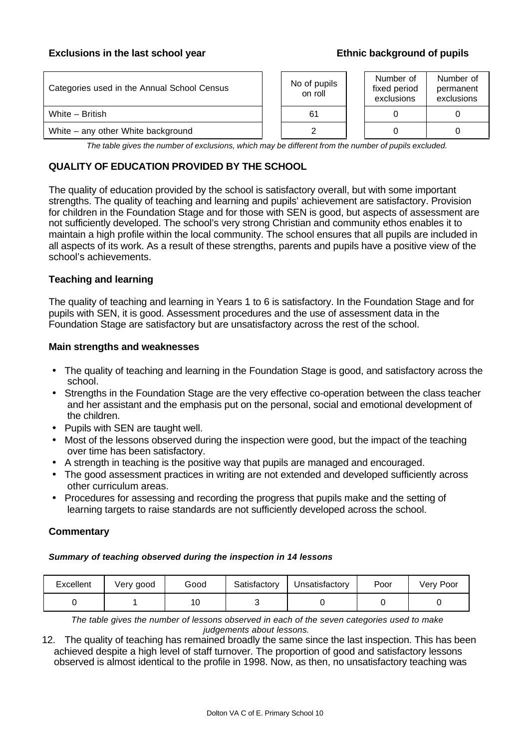**Exclusions in the last school year**

**Ethnic background of pupils**

| Categories used in the Annual School Census | No of pupils on roll | Number of fixed period exclusions | Number of permanent exclusions |
|---|---|---|---|
| White – British | 61 | 0 | 0 |
| White – any other White background | 2 | 0 | 0 |

*The table gives the number of exclusions, which may be different from the number of pupils excluded.*

## QUALITY OF EDUCATION PROVIDED BY THE SCHOOL

The quality of education provided by the school is satisfactory overall, but with some important strengths. The quality of teaching and learning and pupils' achievement are satisfactory. Provision for children in the Foundation Stage and for those with SEN is good, but aspects of assessment are not sufficiently developed. The school's very strong Christian and community ethos enables it to maintain a high profile within the local community. The school ensures that all pupils are included in all aspects of its work. As a result of these strengths, parents and pupils have a positive view of the school's achievements.

### Teaching and learning

The quality of teaching and learning in Years 1 to 6 is satisfactory. In the Foundation Stage and for pupils with SEN, it is good. Assessment procedures and the use of assessment data in the Foundation Stage are satisfactory but are unsatisfactory across the rest of the school.

### Main strengths and weaknesses

- The quality of teaching and learning in the Foundation Stage is good, and satisfactory across the school.
- Strengths in the Foundation Stage are the very effective co-operation between the class teacher and her assistant and the emphasis put on the personal, social and emotional development of the children.
- Pupils with SEN are taught well.
- Most of the lessons observed during the inspection were good, but the impact of the teaching over time has been satisfactory.
- A strength in teaching is the positive way that pupils are managed and encouraged.
- The good assessment practices in writing are not extended and developed sufficiently across other curriculum areas.
- Procedures for assessing and recording the progress that pupils make and the setting of learning targets to raise standards are not sufficiently developed across the school.

### Commentary

***Summary of teaching observed during the inspection in 14 lessons***

| Excellent | Very good | Good | Satisfactory | Unsatisfactory | Poor | Very Poor |
|---|---|---|---|---|---|---|
| 0 | 1 | 10 | 3 | 0 | 0 | 0 |

*The table gives the number of lessons observed in each of the seven categories used to make judgements about lessons.*

12. The quality of teaching has remained broadly the same since the last inspection. This has been achieved despite a high level of staff turnover. The proportion of good and satisfactory lessons observed is almost identical to the profile in 1998. Now, as then, no unsatisfactory teaching was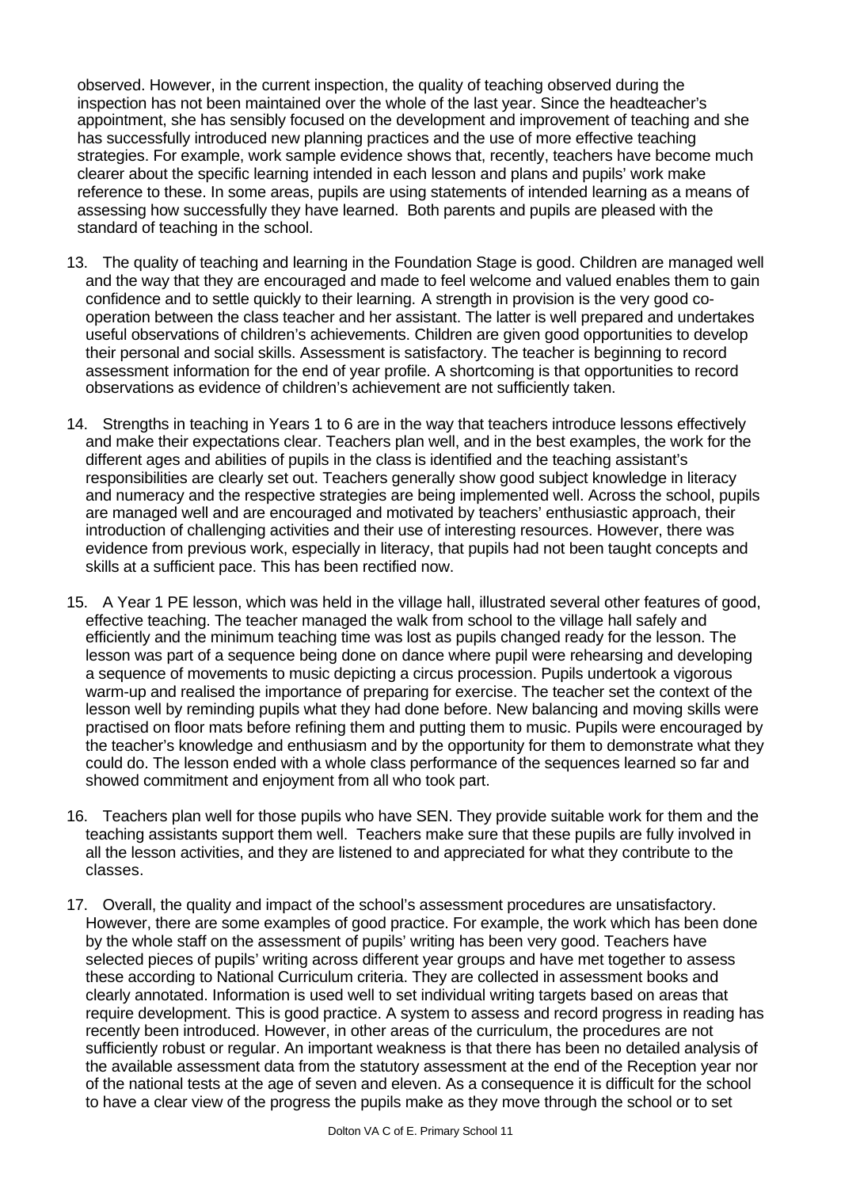observed. However, in the current inspection, the quality of teaching observed during the inspection has not been maintained over the whole of the last year. Since the headteacher's appointment, she has sensibly focused on the development and improvement of teaching and she has successfully introduced new planning practices and the use of more effective teaching strategies. For example, work sample evidence shows that, recently, teachers have become much clearer about the specific learning intended in each lesson and plans and pupils' work make reference to these. In some areas, pupils are using statements of intended learning as a means of assessing how successfully they have learned. Both parents and pupils are pleased with the standard of teaching in the school.

13. The quality of teaching and learning in the Foundation Stage is good. Children are managed well and the way that they are encouraged and made to feel welcome and valued enables them to gain confidence and to settle quickly to their learning. A strength in provision is the very good co-operation between the class teacher and her assistant. The latter is well prepared and undertakes useful observations of children's achievements. Children are given good opportunities to develop their personal and social skills. Assessment is satisfactory. The teacher is beginning to record assessment information for the end of year profile. A shortcoming is that opportunities to record observations as evidence of children's achievement are not sufficiently taken.

14. Strengths in teaching in Years 1 to 6 are in the way that teachers introduce lessons effectively and make their expectations clear. Teachers plan well, and in the best examples, the work for the different ages and abilities of pupils in the class is identified and the teaching assistant's responsibilities are clearly set out. Teachers generally show good subject knowledge in literacy and numeracy and the respective strategies are being implemented well. Across the school, pupils are managed well and are encouraged and motivated by teachers' enthusiastic approach, their introduction of challenging activities and their use of interesting resources. However, there was evidence from previous work, especially in literacy, that pupils had not been taught concepts and skills at a sufficient pace. This has been rectified now.

15. A Year 1 PE lesson, which was held in the village hall, illustrated several other features of good, effective teaching. The teacher managed the walk from school to the village hall safely and efficiently and the minimum teaching time was lost as pupils changed ready for the lesson. The lesson was part of a sequence being done on dance where pupil were rehearsing and developing a sequence of movements to music depicting a circus procession. Pupils undertook a vigorous warm-up and realised the importance of preparing for exercise. The teacher set the context of the lesson well by reminding pupils what they had done before. New balancing and moving skills were practised on floor mats before refining them and putting them to music. Pupils were encouraged by the teacher's knowledge and enthusiasm and by the opportunity for them to demonstrate what they could do. The lesson ended with a whole class performance of the sequences learned so far and showed commitment and enjoyment from all who took part.

16. Teachers plan well for those pupils who have SEN. They provide suitable work for them and the teaching assistants support them well. Teachers make sure that these pupils are fully involved in all the lesson activities, and they are listened to and appreciated for what they contribute to the classes.

17. Overall, the quality and impact of the school's assessment procedures are unsatisfactory. However, there are some examples of good practice. For example, the work which has been done by the whole staff on the assessment of pupils' writing has been very good. Teachers have selected pieces of pupils' writing across different year groups and have met together to assess these according to National Curriculum criteria. They are collected in assessment books and clearly annotated. Information is used well to set individual writing targets based on areas that require development. This is good practice. A system to assess and record progress in reading has recently been introduced. However, in other areas of the curriculum, the procedures are not sufficiently robust or regular. An important weakness is that there has been no detailed analysis of the available assessment data from the statutory assessment at the end of the Reception year nor of the national tests at the age of seven and eleven. As a consequence it is difficult for the school to have a clear view of the progress the pupils make as they move through the school or to set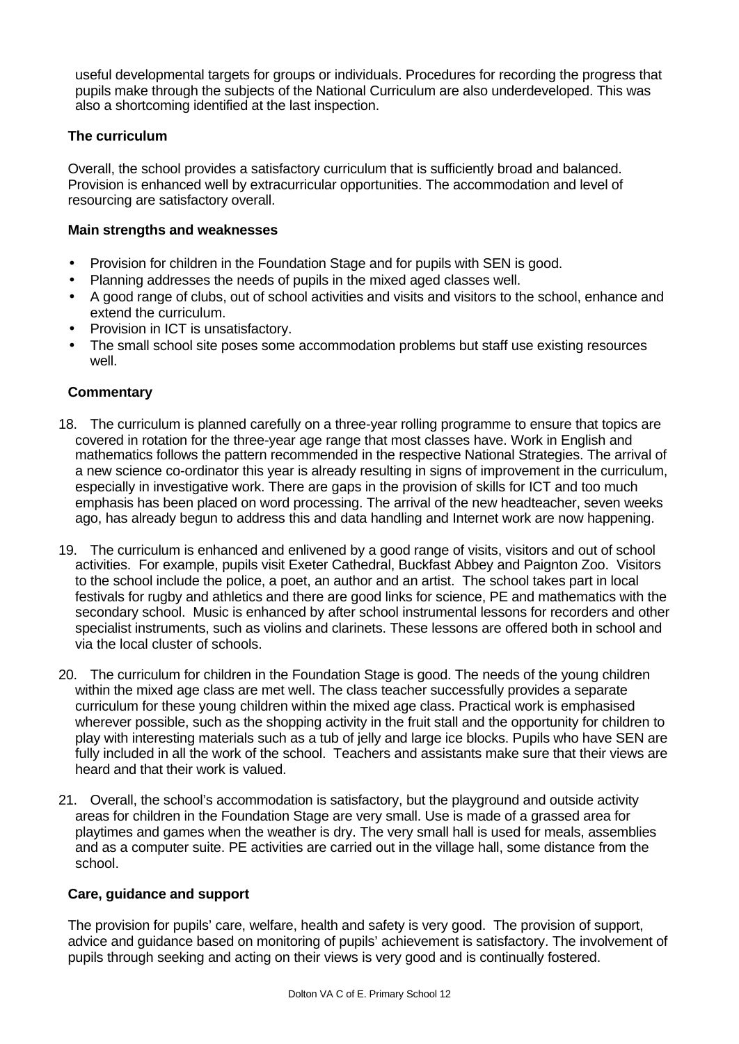useful developmental targets for groups or individuals. Procedures for recording the progress that pupils make through the subjects of the National Curriculum are also underdeveloped. This was also a shortcoming identified at the last inspection.

### The curriculum

Overall, the school provides a satisfactory curriculum that is sufficiently broad and balanced. Provision is enhanced well by extracurricular opportunities. The accommodation and level of resourcing are satisfactory overall.

#### Main strengths and weaknesses

- Provision for children in the Foundation Stage and for pupils with SEN is good.
- Planning addresses the needs of pupils in the mixed aged classes well.
- A good range of clubs, out of school activities and visits and visitors to the school, enhance and extend the curriculum.
- Provision in ICT is unsatisfactory.
- The small school site poses some accommodation problems but staff use existing resources well.

#### Commentary

18. The curriculum is planned carefully on a three-year rolling programme to ensure that topics are covered in rotation for the three-year age range that most classes have. Work in English and mathematics follows the pattern recommended in the respective National Strategies. The arrival of a new science co-ordinator this year is already resulting in signs of improvement in the curriculum, especially in investigative work. There are gaps in the provision of skills for ICT and too much emphasis has been placed on word processing. The arrival of the new headteacher, seven weeks ago, has already begun to address this and data handling and Internet work are now happening.

19. The curriculum is enhanced and enlivened by a good range of visits, visitors and out of school activities. For example, pupils visit Exeter Cathedral, Buckfast Abbey and Paignton Zoo. Visitors to the school include the police, a poet, an author and an artist. The school takes part in local festivals for rugby and athletics and there are good links for science, PE and mathematics with the secondary school. Music is enhanced by after school instrumental lessons for recorders and other specialist instruments, such as violins and clarinets. These lessons are offered both in school and via the local cluster of schools.

20. The curriculum for children in the Foundation Stage is good. The needs of the young children within the mixed age class are met well. The class teacher successfully provides a separate curriculum for these young children within the mixed age class. Practical work is emphasised wherever possible, such as the shopping activity in the fruit stall and the opportunity for children to play with interesting materials such as a tub of jelly and large ice blocks. Pupils who have SEN are fully included in all the work of the school. Teachers and assistants make sure that their views are heard and that their work is valued.

21. Overall, the school's accommodation is satisfactory, but the playground and outside activity areas for children in the Foundation Stage are very small. Use is made of a grassed area for playtimes and games when the weather is dry. The very small hall is used for meals, assemblies and as a computer suite. PE activities are carried out in the village hall, some distance from the school.

### Care, guidance and support

The provision for pupils' care, welfare, health and safety is very good. The provision of support, advice and guidance based on monitoring of pupils' achievement is satisfactory. The involvement of pupils through seeking and acting on their views is very good and is continually fostered.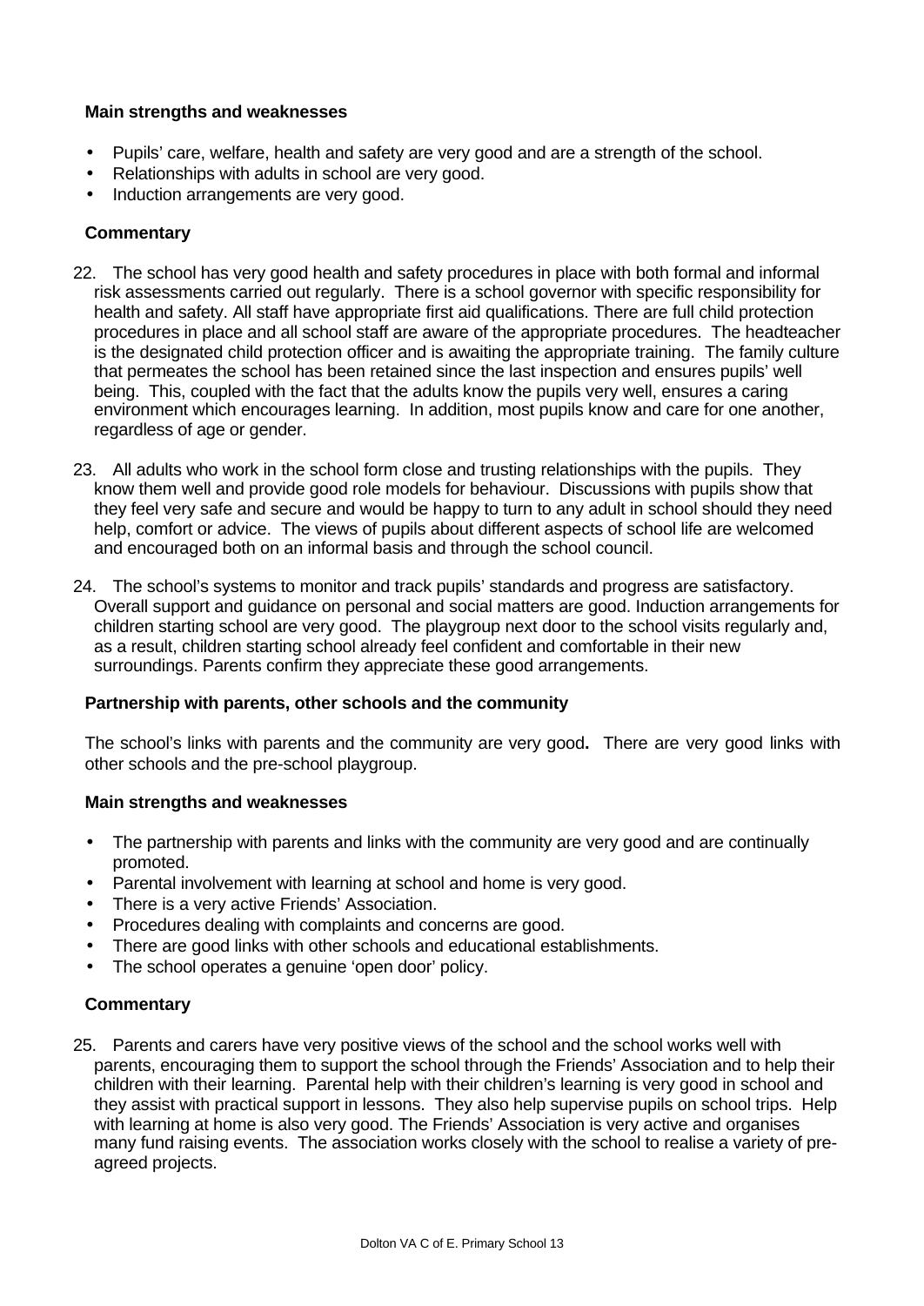**Main strengths and weaknesses**

- Pupils' care, welfare, health and safety are very good and are a strength of the school.
- Relationships with adults in school are very good.
- Induction arrangements are very good.

**Commentary**

22. The school has very good health and safety procedures in place with both formal and informal risk assessments carried out regularly. There is a school governor with specific responsibility for health and safety. All staff have appropriate first aid qualifications. There are full child protection procedures in place and all school staff are aware of the appropriate procedures. The headteacher is the designated child protection officer and is awaiting the appropriate training. The family culture that permeates the school has been retained since the last inspection and ensures pupils' well being. This, coupled with the fact that the adults know the pupils very well, ensures a caring environment which encourages learning. In addition, most pupils know and care for one another, regardless of age or gender.

23. All adults who work in the school form close and trusting relationships with the pupils. They know them well and provide good role models for behaviour. Discussions with pupils show that they feel very safe and secure and would be happy to turn to any adult in school should they need help, comfort or advice. The views of pupils about different aspects of school life are welcomed and encouraged both on an informal basis and through the school council.

24. The school's systems to monitor and track pupils' standards and progress are satisfactory. Overall support and guidance on personal and social matters are good. Induction arrangements for children starting school are very good. The playgroup next door to the school visits regularly and, as a result, children starting school already feel confident and comfortable in their new surroundings. Parents confirm they appreciate these good arrangements.

**Partnership with parents, other schools and the community**

The school's links with parents and the community are very good**.** There are very good links with other schools and the pre-school playgroup.

**Main strengths and weaknesses**

- The partnership with parents and links with the community are very good and are continually promoted.
- Parental involvement with learning at school and home is very good.
- There is a very active Friends' Association.
- Procedures dealing with complaints and concerns are good.
- There are good links with other schools and educational establishments.
- The school operates a genuine 'open door' policy.

**Commentary**

25. Parents and carers have very positive views of the school and the school works well with parents, encouraging them to support the school through the Friends' Association and to help their children with their learning. Parental help with their children's learning is very good in school and they assist with practical support in lessons. They also help supervise pupils on school trips. Help with learning at home is also very good. The Friends' Association is very active and organises many fund raising events. The association works closely with the school to realise a variety of pre-agreed projects.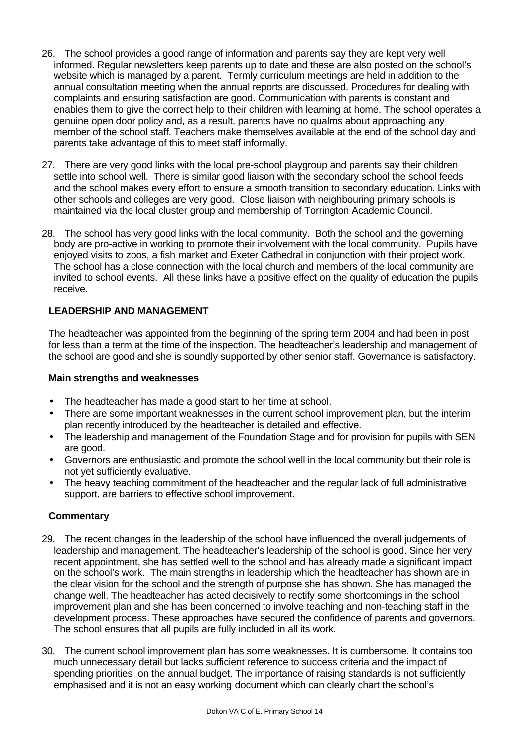26. The school provides a good range of information and parents say they are kept very well informed. Regular newsletters keep parents up to date and these are also posted on the school's website which is managed by a parent. Termly curriculum meetings are held in addition to the annual consultation meeting when the annual reports are discussed. Procedures for dealing with complaints and ensuring satisfaction are good. Communication with parents is constant and enables them to give the correct help to their children with learning at home. The school operates a genuine open door policy and, as a result, parents have no qualms about approaching any member of the school staff. Teachers make themselves available at the end of the school day and parents take advantage of this to meet staff informally.

27. There are very good links with the local pre-school playgroup and parents say their children settle into school well. There is similar good liaison with the secondary school the school feeds and the school makes every effort to ensure a smooth transition to secondary education. Links with other schools and colleges are very good. Close liaison with neighbouring primary schools is maintained via the local cluster group and membership of Torrington Academic Council.

28. The school has very good links with the local community. Both the school and the governing body are pro-active in working to promote their involvement with the local community. Pupils have enjoyed visits to zoos, a fish market and Exeter Cathedral in conjunction with their project work. The school has a close connection with the local church and members of the local community are invited to school events. All these links have a positive effect on the quality of education the pupils receive.

## LEADERSHIP AND MANAGEMENT

The headteacher was appointed from the beginning of the spring term 2004 and had been in post for less than a term at the time of the inspection. The headteacher's leadership and management of the school are good and she is soundly supported by other senior staff. Governance is satisfactory.

### Main strengths and weaknesses

- The headteacher has made a good start to her time at school.
- There are some important weaknesses in the current school improvement plan, but the interim plan recently introduced by the headteacher is detailed and effective.
- The leadership and management of the Foundation Stage and for provision for pupils with SEN are good.
- Governors are enthusiastic and promote the school well in the local community but their role is not yet sufficiently evaluative.
- The heavy teaching commitment of the headteacher and the regular lack of full administrative support, are barriers to effective school improvement.

### Commentary

29. The recent changes in the leadership of the school have influenced the overall judgements of leadership and management. The headteacher's leadership of the school is good. Since her very recent appointment, she has settled well to the school and has already made a significant impact on the school's work. The main strengths in leadership which the headteacher has shown are in the clear vision for the school and the strength of purpose she has shown. She has managed the change well. The headteacher has acted decisively to rectify some shortcomings in the school improvement plan and she has been concerned to involve teaching and non-teaching staff in the development process. These approaches have secured the confidence of parents and governors. The school ensures that all pupils are fully included in all its work.

30. The current school improvement plan has some weaknesses. It is cumbersome. It contains too much unnecessary detail but lacks sufficient reference to success criteria and the impact of spending priorities on the annual budget. The importance of raising standards is not sufficiently emphasised and it is not an easy working document which can clearly chart the school's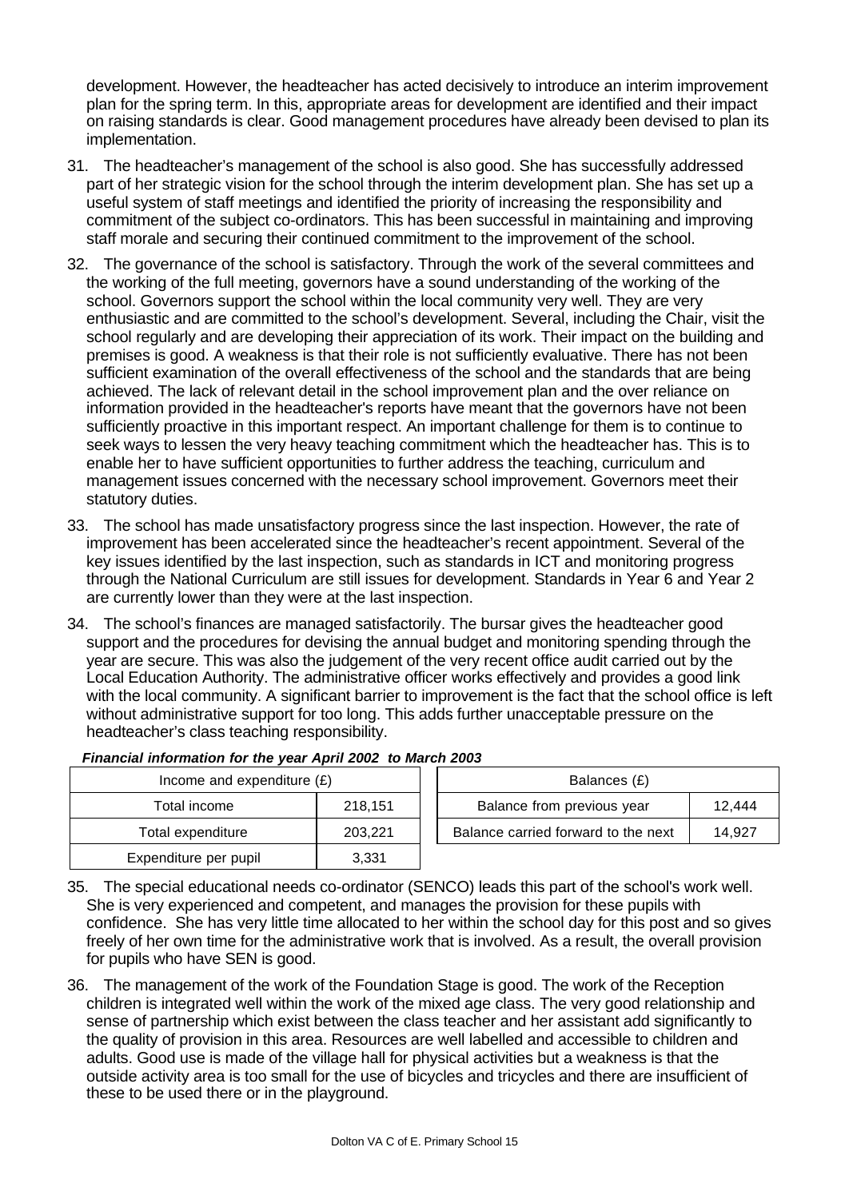development. However, the headteacher has acted decisively to introduce an interim improvement plan for the spring term. In this, appropriate areas for development are identified and their impact on raising standards is clear. Good management procedures have already been devised to plan its implementation.

31. The headteacher's management of the school is also good. She has successfully addressed part of her strategic vision for the school through the interim development plan. She has set up a useful system of staff meetings and identified the priority of increasing the responsibility and commitment of the subject co-ordinators. This has been successful in maintaining and improving staff morale and securing their continued commitment to the improvement of the school.

32. The governance of the school is satisfactory. Through the work of the several committees and the working of the full meeting, governors have a sound understanding of the working of the school. Governors support the school within the local community very well. They are very enthusiastic and are committed to the school's development. Several, including the Chair, visit the school regularly and are developing their appreciation of its work. Their impact on the building and premises is good. A weakness is that their role is not sufficiently evaluative. There has not been sufficient examination of the overall effectiveness of the school and the standards that are being achieved. The lack of relevant detail in the school improvement plan and the over reliance on information provided in the headteacher's reports have meant that the governors have not been sufficiently proactive in this important respect. An important challenge for them is to continue to seek ways to lessen the very heavy teaching commitment which the headteacher has. This is to enable her to have sufficient opportunities to further address the teaching, curriculum and management issues concerned with the necessary school improvement. Governors meet their statutory duties.

33. The school has made unsatisfactory progress since the last inspection. However, the rate of improvement has been accelerated since the headteacher's recent appointment. Several of the key issues identified by the last inspection, such as standards in ICT and monitoring progress through the National Curriculum are still issues for development. Standards in Year 6 and Year 2 are currently lower than they were at the last inspection.

34. The school's finances are managed satisfactorily. The bursar gives the headteacher good support and the procedures for devising the annual budget and monitoring spending through the year are secure. This was also the judgement of the very recent office audit carried out by the Local Education Authority. The administrative officer works effectively and provides a good link with the local community. A significant barrier to improvement is the fact that the school office is left without administrative support for too long. This adds further unacceptable pressure on the headteacher's class teaching responsibility.

***Financial information for the year April 2002 to March 2003***

| Income and expenditure (£) | |
|---|---|
| Total income | 218,151 |
| Total expenditure | 203,221 |
| Expenditure per pupil | 3,331 |

| Balances (£) | |
|---|---|
| Balance from previous year | 12,444 |
| Balance carried forward to the next | 14,927 |

35. The special educational needs co-ordinator (SENCO) leads this part of the school's work well. She is very experienced and competent, and manages the provision for these pupils with confidence. She has very little time allocated to her within the school day for this post and so gives freely of her own time for the administrative work that is involved. As a result, the overall provision for pupils who have SEN is good.

36. The management of the work of the Foundation Stage is good. The work of the Reception children is integrated well within the work of the mixed age class. The very good relationship and sense of partnership which exist between the class teacher and her assistant add significantly to the quality of provision in this area. Resources are well labelled and accessible to children and adults. Good use is made of the village hall for physical activities but a weakness is that the outside activity area is too small for the use of bicycles and tricycles and there are insufficient of these to be used there or in the playground.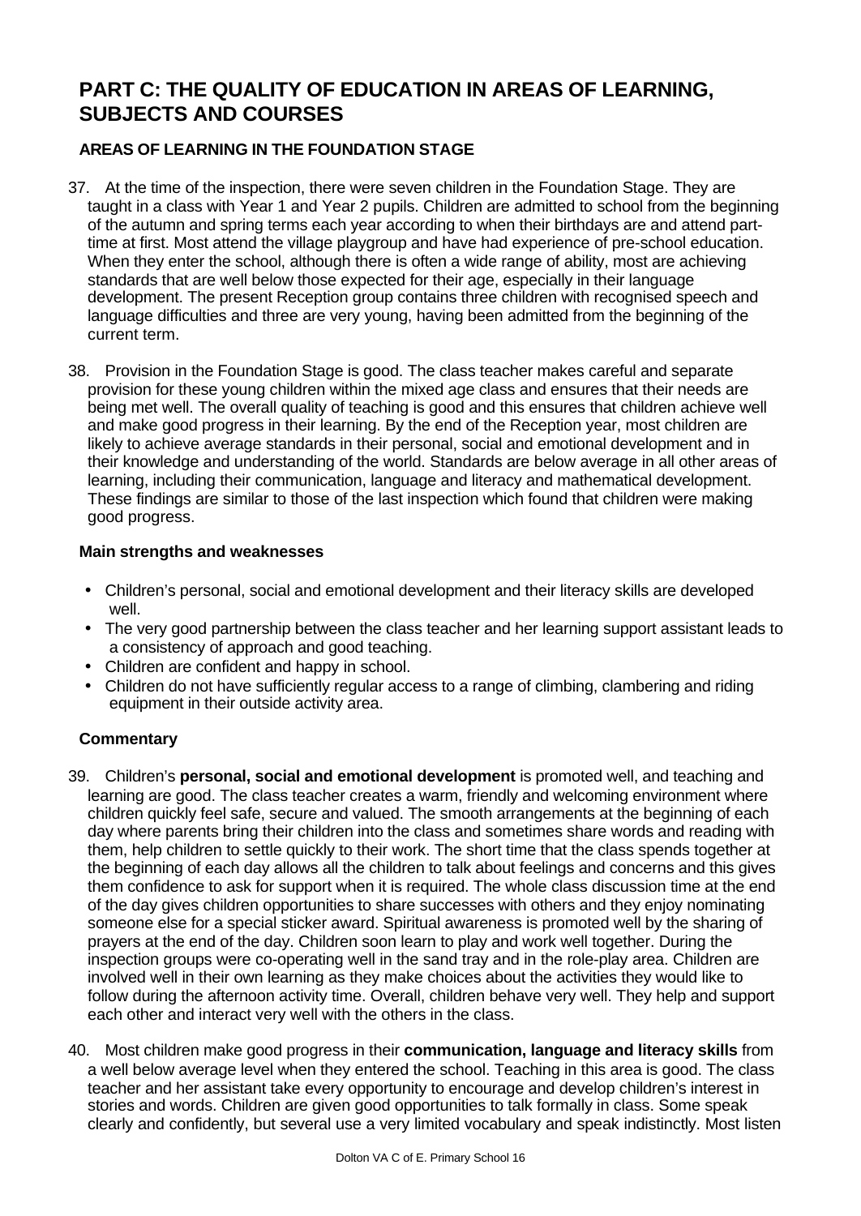# PART C: THE QUALITY OF EDUCATION IN AREAS OF LEARNING, SUBJECTS AND COURSES

## AREAS OF LEARNING IN THE FOUNDATION STAGE

37. At the time of the inspection, there were seven children in the Foundation Stage. They are taught in a class with Year 1 and Year 2 pupils. Children are admitted to school from the beginning of the autumn and spring terms each year according to when their birthdays are and attend part-time at first. Most attend the village playgroup and have had experience of pre-school education. When they enter the school, although there is often a wide range of ability, most are achieving standards that are well below those expected for their age, especially in their language development. The present Reception group contains three children with recognised speech and language difficulties and three are very young, having been admitted from the beginning of the current term.

38. Provision in the Foundation Stage is good. The class teacher makes careful and separate provision for these young children within the mixed age class and ensures that their needs are being met well. The overall quality of teaching is good and this ensures that children achieve well and make good progress in their learning. By the end of the Reception year, most children are likely to achieve average standards in their personal, social and emotional development and in their knowledge and understanding of the world. Standards are below average in all other areas of learning, including their communication, language and literacy and mathematical development. These findings are similar to those of the last inspection which found that children were making good progress.

### Main strengths and weaknesses

- Children's personal, social and emotional development and their literacy skills are developed well.
- The very good partnership between the class teacher and her learning support assistant leads to a consistency of approach and good teaching.
- Children are confident and happy in school.
- Children do not have sufficiently regular access to a range of climbing, clambering and riding equipment in their outside activity area.

### Commentary

39. Children's **personal, social and emotional development** is promoted well, and teaching and learning are good. The class teacher creates a warm, friendly and welcoming environment where children quickly feel safe, secure and valued. The smooth arrangements at the beginning of each day where parents bring their children into the class and sometimes share words and reading with them, help children to settle quickly to their work. The short time that the class spends together at the beginning of each day allows all the children to talk about feelings and concerns and this gives them confidence to ask for support when it is required. The whole class discussion time at the end of the day gives children opportunities to share successes with others and they enjoy nominating someone else for a special sticker award. Spiritual awareness is promoted well by the sharing of prayers at the end of the day. Children soon learn to play and work well together. During the inspection groups were co-operating well in the sand tray and in the role-play area. Children are involved well in their own learning as they make choices about the activities they would like to follow during the afternoon activity time. Overall, children behave very well. They help and support each other and interact very well with the others in the class.

40. Most children make good progress in their **communication, language and literacy skills** from a well below average level when they entered the school. Teaching in this area is good. The class teacher and her assistant take every opportunity to encourage and develop children's interest in stories and words. Children are given good opportunities to talk formally in class. Some speak clearly and confidently, but several use a very limited vocabulary and speak indistinctly. Most listen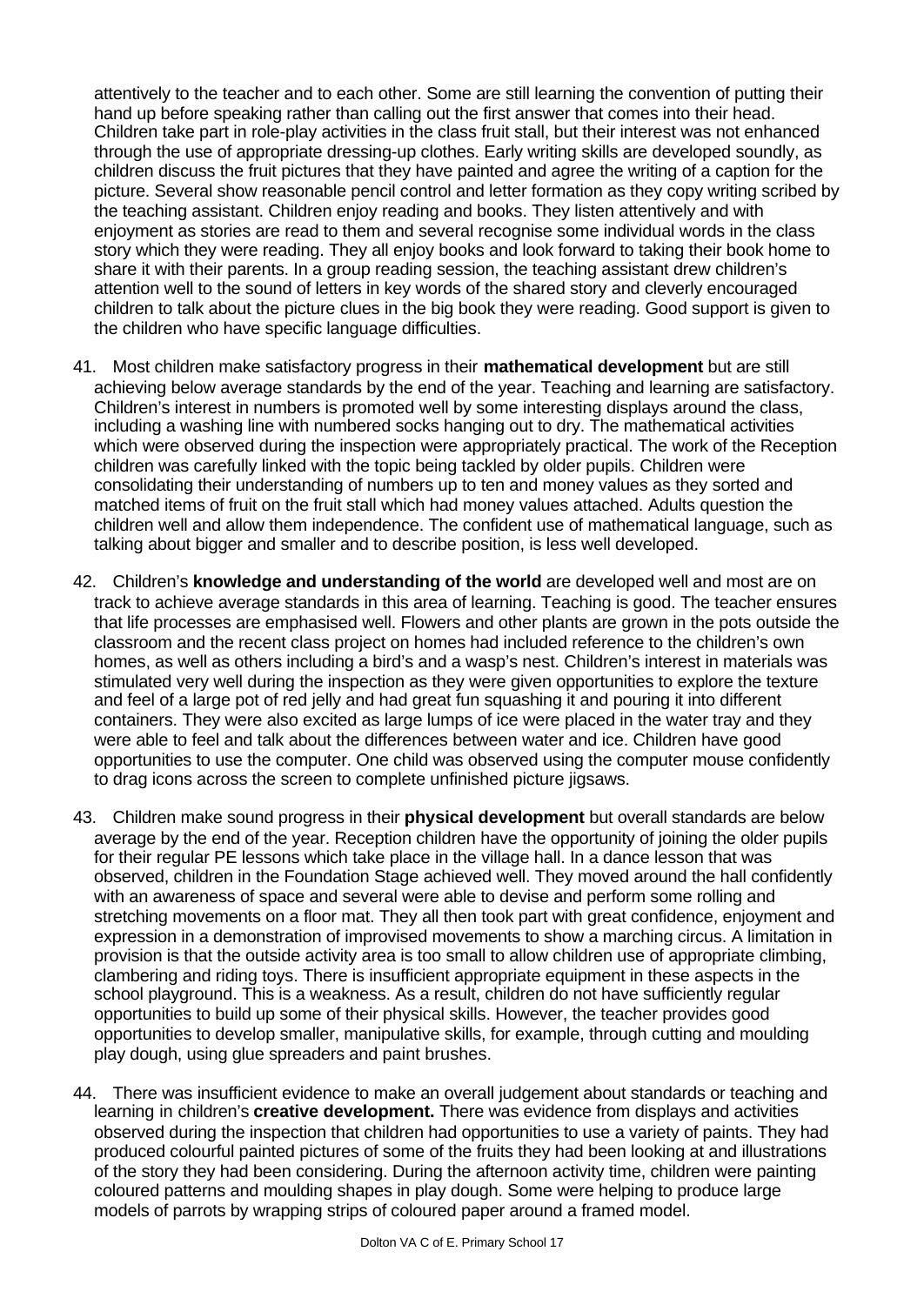attentively to the teacher and to each other. Some are still learning the convention of putting their hand up before speaking rather than calling out the first answer that comes into their head. Children take part in role-play activities in the class fruit stall, but their interest was not enhanced through the use of appropriate dressing-up clothes. Early writing skills are developed soundly, as children discuss the fruit pictures that they have painted and agree the writing of a caption for the picture. Several show reasonable pencil control and letter formation as they copy writing scribed by the teaching assistant. Children enjoy reading and books. They listen attentively and with enjoyment as stories are read to them and several recognise some individual words in the class story which they were reading. They all enjoy books and look forward to taking their book home to share it with their parents. In a group reading session, the teaching assistant drew children's attention well to the sound of letters in key words of the shared story and cleverly encouraged children to talk about the picture clues in the big book they were reading. Good support is given to the children who have specific language difficulties.

41. Most children make satisfactory progress in their **mathematical development** but are still achieving below average standards by the end of the year. Teaching and learning are satisfactory. Children's interest in numbers is promoted well by some interesting displays around the class, including a washing line with numbered socks hanging out to dry. The mathematical activities which were observed during the inspection were appropriately practical. The work of the Reception children was carefully linked with the topic being tackled by older pupils. Children were consolidating their understanding of numbers up to ten and money values as they sorted and matched items of fruit on the fruit stall which had money values attached. Adults question the children well and allow them independence. The confident use of mathematical language, such as talking about bigger and smaller and to describe position, is less well developed.

42. Children's **knowledge and understanding of the world** are developed well and most are on track to achieve average standards in this area of learning. Teaching is good. The teacher ensures that life processes are emphasised well. Flowers and other plants are grown in the pots outside the classroom and the recent class project on homes had included reference to the children's own homes, as well as others including a bird's and a wasp's nest. Children's interest in materials was stimulated very well during the inspection as they were given opportunities to explore the texture and feel of a large pot of red jelly and had great fun squashing it and pouring it into different containers. They were also excited as large lumps of ice were placed in the water tray and they were able to feel and talk about the differences between water and ice. Children have good opportunities to use the computer. One child was observed using the computer mouse confidently to drag icons across the screen to complete unfinished picture jigsaws.

43. Children make sound progress in their **physical development** but overall standards are below average by the end of the year. Reception children have the opportunity of joining the older pupils for their regular PE lessons which take place in the village hall. In a dance lesson that was observed, children in the Foundation Stage achieved well. They moved around the hall confidently with an awareness of space and several were able to devise and perform some rolling and stretching movements on a floor mat. They all then took part with great confidence, enjoyment and expression in a demonstration of improvised movements to show a marching circus. A limitation in provision is that the outside activity area is too small to allow children use of appropriate climbing, clambering and riding toys. There is insufficient appropriate equipment in these aspects in the school playground. This is a weakness. As a result, children do not have sufficiently regular opportunities to build up some of their physical skills. However, the teacher provides good opportunities to develop smaller, manipulative skills, for example, through cutting and moulding play dough, using glue spreaders and paint brushes.

44. There was insufficient evidence to make an overall judgement about standards or teaching and learning in children's **creative development.** There was evidence from displays and activities observed during the inspection that children had opportunities to use a variety of paints. They had produced colourful painted pictures of some of the fruits they had been looking at and illustrations of the story they had been considering. During the afternoon activity time, children were painting coloured patterns and moulding shapes in play dough. Some were helping to produce large models of parrots by wrapping strips of coloured paper around a framed model.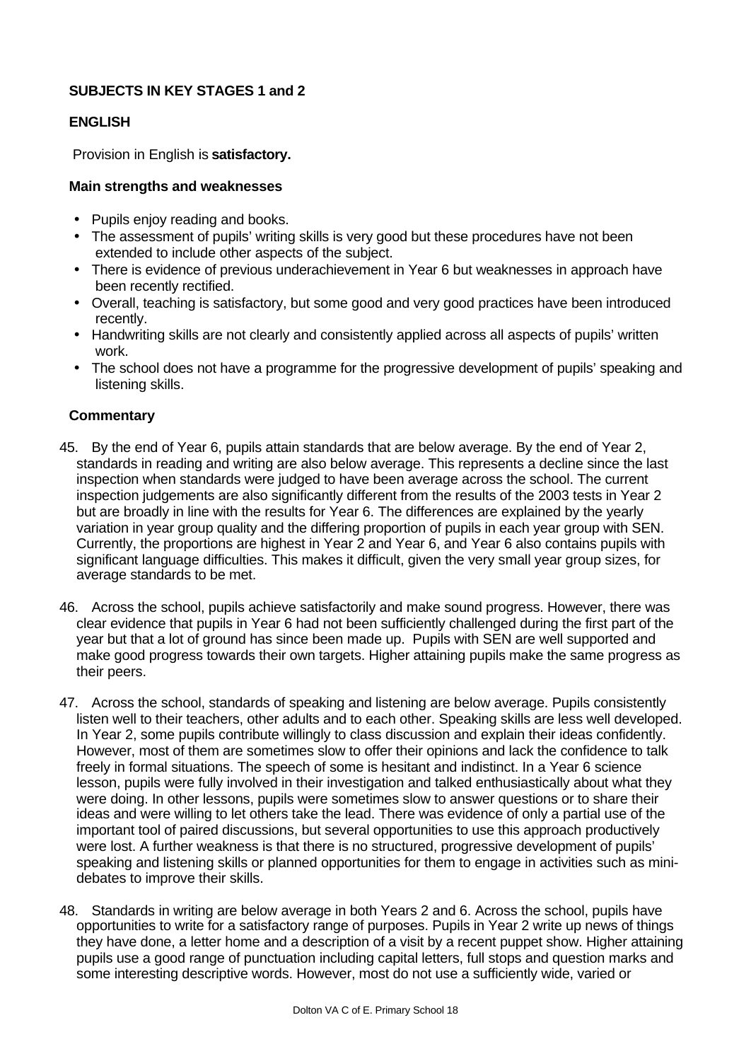## SUBJECTS IN KEY STAGES 1 and 2

### ENGLISH

Provision in English is **satisfactory.**

**Main strengths and weaknesses**

- Pupils enjoy reading and books.
- The assessment of pupils' writing skills is very good but these procedures have not been extended to include other aspects of the subject.
- There is evidence of previous underachievement in Year 6 but weaknesses in approach have been recently rectified.
- Overall, teaching is satisfactory, but some good and very good practices have been introduced recently.
- Handwriting skills are not clearly and consistently applied across all aspects of pupils' written work.
- The school does not have a programme for the progressive development of pupils' speaking and listening skills.

**Commentary**

45. By the end of Year 6, pupils attain standards that are below average. By the end of Year 2, standards in reading and writing are also below average. This represents a decline since the last inspection when standards were judged to have been average across the school. The current inspection judgements are also significantly different from the results of the 2003 tests in Year 2 but are broadly in line with the results for Year 6. The differences are explained by the yearly variation in year group quality and the differing proportion of pupils in each year group with SEN. Currently, the proportions are highest in Year 2 and Year 6, and Year 6 also contains pupils with significant language difficulties. This makes it difficult, given the very small year group sizes, for average standards to be met.

46. Across the school, pupils achieve satisfactorily and make sound progress. However, there was clear evidence that pupils in Year 6 had not been sufficiently challenged during the first part of the year but that a lot of ground has since been made up. Pupils with SEN are well supported and make good progress towards their own targets. Higher attaining pupils make the same progress as their peers.

47. Across the school, standards of speaking and listening are below average. Pupils consistently listen well to their teachers, other adults and to each other. Speaking skills are less well developed. In Year 2, some pupils contribute willingly to class discussion and explain their ideas confidently. However, most of them are sometimes slow to offer their opinions and lack the confidence to talk freely in formal situations. The speech of some is hesitant and indistinct. In a Year 6 science lesson, pupils were fully involved in their investigation and talked enthusiastically about what they were doing. In other lessons, pupils were sometimes slow to answer questions or to share their ideas and were willing to let others take the lead. There was evidence of only a partial use of the important tool of paired discussions, but several opportunities to use this approach productively were lost. A further weakness is that there is no structured, progressive development of pupils' speaking and listening skills or planned opportunities for them to engage in activities such as mini-debates to improve their skills.

48. Standards in writing are below average in both Years 2 and 6. Across the school, pupils have opportunities to write for a satisfactory range of purposes. Pupils in Year 2 write up news of things they have done, a letter home and a description of a visit by a recent puppet show. Higher attaining pupils use a good range of punctuation including capital letters, full stops and question marks and some interesting descriptive words. However, most do not use a sufficiently wide, varied or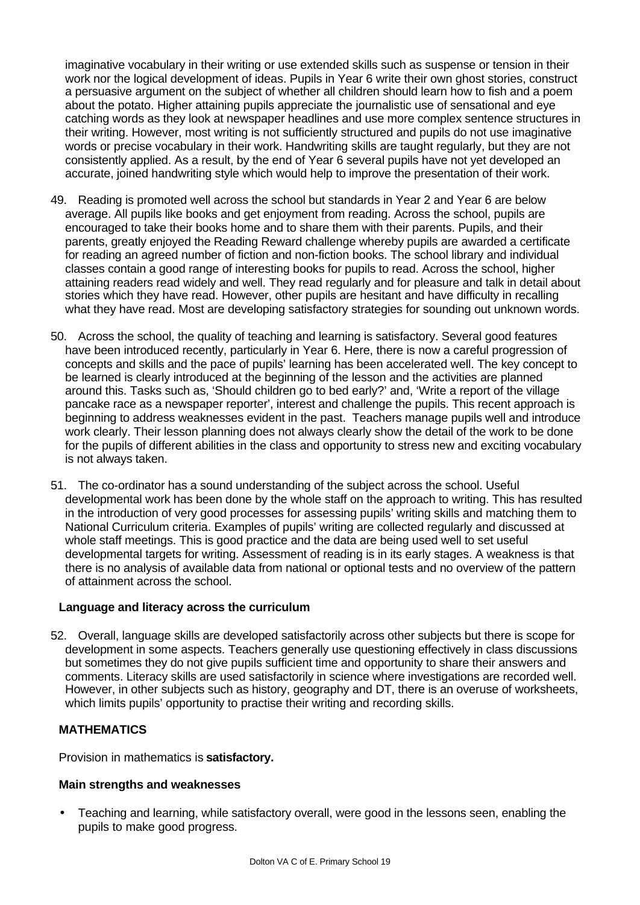imaginative vocabulary in their writing or use extended skills such as suspense or tension in their work nor the logical development of ideas. Pupils in Year 6 write their own ghost stories, construct a persuasive argument on the subject of whether all children should learn how to fish and a poem about the potato. Higher attaining pupils appreciate the journalistic use of sensational and eye catching words as they look at newspaper headlines and use more complex sentence structures in their writing. However, most writing is not sufficiently structured and pupils do not use imaginative words or precise vocabulary in their work. Handwriting skills are taught regularly, but they are not consistently applied. As a result, by the end of Year 6 several pupils have not yet developed an accurate, joined handwriting style which would help to improve the presentation of their work.

49. Reading is promoted well across the school but standards in Year 2 and Year 6 are below average. All pupils like books and get enjoyment from reading. Across the school, pupils are encouraged to take their books home and to share them with their parents. Pupils, and their parents, greatly enjoyed the Reading Reward challenge whereby pupils are awarded a certificate for reading an agreed number of fiction and non-fiction books. The school library and individual classes contain a good range of interesting books for pupils to read. Across the school, higher attaining readers read widely and well. They read regularly and for pleasure and talk in detail about stories which they have read. However, other pupils are hesitant and have difficulty in recalling what they have read. Most are developing satisfactory strategies for sounding out unknown words.

50. Across the school, the quality of teaching and learning is satisfactory. Several good features have been introduced recently, particularly in Year 6. Here, there is now a careful progression of concepts and skills and the pace of pupils' learning has been accelerated well. The key concept to be learned is clearly introduced at the beginning of the lesson and the activities are planned around this. Tasks such as, 'Should children go to bed early?' and, 'Write a report of the village pancake race as a newspaper reporter', interest and challenge the pupils. This recent approach is beginning to address weaknesses evident in the past. Teachers manage pupils well and introduce work clearly. Their lesson planning does not always clearly show the detail of the work to be done for the pupils of different abilities in the class and opportunity to stress new and exciting vocabulary is not always taken.

51. The co-ordinator has a sound understanding of the subject across the school. Useful developmental work has been done by the whole staff on the approach to writing. This has resulted in the introduction of very good processes for assessing pupils' writing skills and matching them to National Curriculum criteria. Examples of pupils' writing are collected regularly and discussed at whole staff meetings. This is good practice and the data are being used well to set useful developmental targets for writing. Assessment of reading is in its early stages. A weakness is that there is no analysis of available data from national or optional tests and no overview of the pattern of attainment across the school.

**Language and literacy across the curriculum**

52. Overall, language skills are developed satisfactorily across other subjects but there is scope for development in some aspects. Teachers generally use questioning effectively in class discussions but sometimes they do not give pupils sufficient time and opportunity to share their answers and comments. Literacy skills are used satisfactorily in science where investigations are recorded well. However, in other subjects such as history, geography and DT, there is an overuse of worksheets, which limits pupils' opportunity to practise their writing and recording skills.

## MATHEMATICS

Provision in mathematics is **satisfactory.**

**Main strengths and weaknesses**

- Teaching and learning, while satisfactory overall, were good in the lessons seen, enabling the pupils to make good progress.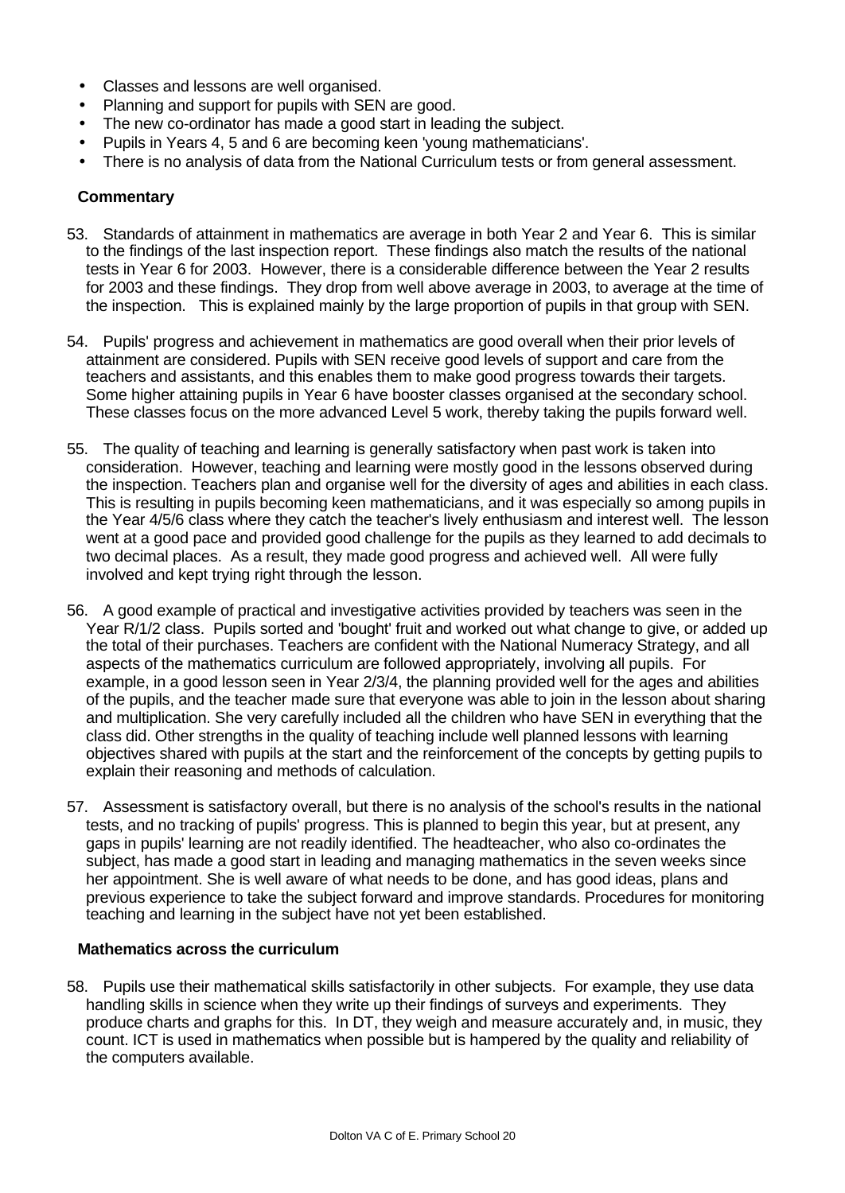- Classes and lessons are well organised.
- Planning and support for pupils with SEN are good.
- The new co-ordinator has made a good start in leading the subject.
- Pupils in Years 4, 5 and 6 are becoming keen 'young mathematicians'.
- There is no analysis of data from the National Curriculum tests or from general assessment.

### Commentary

53. Standards of attainment in mathematics are average in both Year 2 and Year 6. This is similar to the findings of the last inspection report. These findings also match the results of the national tests in Year 6 for 2003. However, there is a considerable difference between the Year 2 results for 2003 and these findings. They drop from well above average in 2003, to average at the time of the inspection. This is explained mainly by the large proportion of pupils in that group with SEN.

54. Pupils' progress and achievement in mathematics are good overall when their prior levels of attainment are considered. Pupils with SEN receive good levels of support and care from the teachers and assistants, and this enables them to make good progress towards their targets. Some higher attaining pupils in Year 6 have booster classes organised at the secondary school. These classes focus on the more advanced Level 5 work, thereby taking the pupils forward well.

55. The quality of teaching and learning is generally satisfactory when past work is taken into consideration. However, teaching and learning were mostly good in the lessons observed during the inspection. Teachers plan and organise well for the diversity of ages and abilities in each class. This is resulting in pupils becoming keen mathematicians, and it was especially so among pupils in the Year 4/5/6 class where they catch the teacher's lively enthusiasm and interest well. The lesson went at a good pace and provided good challenge for the pupils as they learned to add decimals to two decimal places. As a result, they made good progress and achieved well. All were fully involved and kept trying right through the lesson.

56. A good example of practical and investigative activities provided by teachers was seen in the Year R/1/2 class. Pupils sorted and 'bought' fruit and worked out what change to give, or added up the total of their purchases. Teachers are confident with the National Numeracy Strategy, and all aspects of the mathematics curriculum are followed appropriately, involving all pupils. For example, in a good lesson seen in Year 2/3/4, the planning provided well for the ages and abilities of the pupils, and the teacher made sure that everyone was able to join in the lesson about sharing and multiplication. She very carefully included all the children who have SEN in everything that the class did. Other strengths in the quality of teaching include well planned lessons with learning objectives shared with pupils at the start and the reinforcement of the concepts by getting pupils to explain their reasoning and methods of calculation.

57. Assessment is satisfactory overall, but there is no analysis of the school's results in the national tests, and no tracking of pupils' progress. This is planned to begin this year, but at present, any gaps in pupils' learning are not readily identified. The headteacher, who also co-ordinates the subject, has made a good start in leading and managing mathematics in the seven weeks since her appointment. She is well aware of what needs to be done, and has good ideas, plans and previous experience to take the subject forward and improve standards. Procedures for monitoring teaching and learning in the subject have not yet been established.

### Mathematics across the curriculum

58. Pupils use their mathematical skills satisfactorily in other subjects. For example, they use data handling skills in science when they write up their findings of surveys and experiments. They produce charts and graphs for this. In DT, they weigh and measure accurately and, in music, they count. ICT is used in mathematics when possible but is hampered by the quality and reliability of the computers available.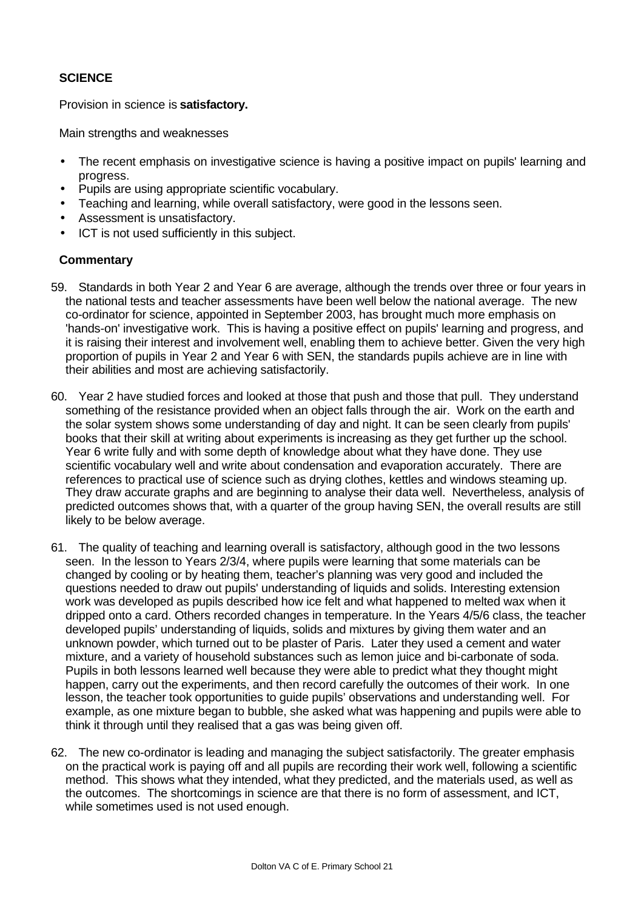## SCIENCE

Provision in science is **satisfactory.**

Main strengths and weaknesses

- The recent emphasis on investigative science is having a positive impact on pupils' learning and progress.
- Pupils are using appropriate scientific vocabulary.
- Teaching and learning, while overall satisfactory, were good in the lessons seen.
- Assessment is unsatisfactory.
- ICT is not used sufficiently in this subject.

### Commentary

59. Standards in both Year 2 and Year 6 are average, although the trends over three or four years in the national tests and teacher assessments have been well below the national average. The new co-ordinator for science, appointed in September 2003, has brought much more emphasis on 'hands-on' investigative work. This is having a positive effect on pupils' learning and progress, and it is raising their interest and involvement well, enabling them to achieve better. Given the very high proportion of pupils in Year 2 and Year 6 with SEN, the standards pupils achieve are in line with their abilities and most are achieving satisfactorily.

60. Year 2 have studied forces and looked at those that push and those that pull. They understand something of the resistance provided when an object falls through the air. Work on the earth and the solar system shows some understanding of day and night. It can be seen clearly from pupils' books that their skill at writing about experiments is increasing as they get further up the school. Year 6 write fully and with some depth of knowledge about what they have done. They use scientific vocabulary well and write about condensation and evaporation accurately. There are references to practical use of science such as drying clothes, kettles and windows steaming up. They draw accurate graphs and are beginning to analyse their data well. Nevertheless, analysis of predicted outcomes shows that, with a quarter of the group having SEN, the overall results are still likely to be below average.

61. The quality of teaching and learning overall is satisfactory, although good in the two lessons seen. In the lesson to Years 2/3/4, where pupils were learning that some materials can be changed by cooling or by heating them, teacher's planning was very good and included the questions needed to draw out pupils' understanding of liquids and solids. Interesting extension work was developed as pupils described how ice felt and what happened to melted wax when it dripped onto a card. Others recorded changes in temperature. In the Years 4/5/6 class, the teacher developed pupils' understanding of liquids, solids and mixtures by giving them water and an unknown powder, which turned out to be plaster of Paris. Later they used a cement and water mixture, and a variety of household substances such as lemon juice and bi-carbonate of soda. Pupils in both lessons learned well because they were able to predict what they thought might happen, carry out the experiments, and then record carefully the outcomes of their work. In one lesson, the teacher took opportunities to guide pupils' observations and understanding well. For example, as one mixture began to bubble, she asked what was happening and pupils were able to think it through until they realised that a gas was being given off.

62. The new co-ordinator is leading and managing the subject satisfactorily. The greater emphasis on the practical work is paying off and all pupils are recording their work well, following a scientific method. This shows what they intended, what they predicted, and the materials used, as well as the outcomes. The shortcomings in science are that there is no form of assessment, and ICT, while sometimes used is not used enough.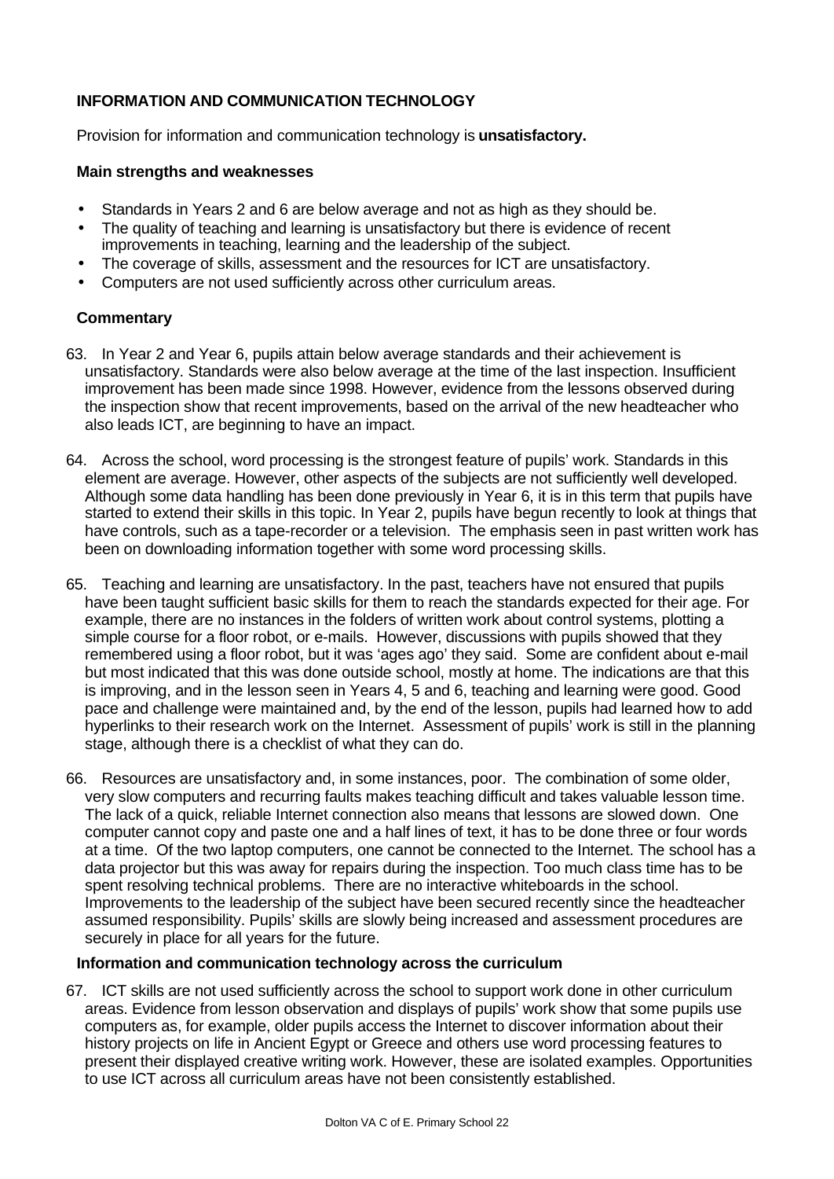## INFORMATION AND COMMUNICATION TECHNOLOGY

Provision for information and communication technology is **unsatisfactory.**

### Main strengths and weaknesses

- Standards in Years 2 and 6 are below average and not as high as they should be.
- The quality of teaching and learning is unsatisfactory but there is evidence of recent improvements in teaching, learning and the leadership of the subject.
- The coverage of skills, assessment and the resources for ICT are unsatisfactory.
- Computers are not used sufficiently across other curriculum areas.

### Commentary

63. In Year 2 and Year 6, pupils attain below average standards and their achievement is unsatisfactory. Standards were also below average at the time of the last inspection. Insufficient improvement has been made since 1998. However, evidence from the lessons observed during the inspection show that recent improvements, based on the arrival of the new headteacher who also leads ICT, are beginning to have an impact.

64. Across the school, word processing is the strongest feature of pupils' work. Standards in this element are average. However, other aspects of the subjects are not sufficiently well developed. Although some data handling has been done previously in Year 6, it is in this term that pupils have started to extend their skills in this topic. In Year 2, pupils have begun recently to look at things that have controls, such as a tape-recorder or a television. The emphasis seen in past written work has been on downloading information together with some word processing skills.

65. Teaching and learning are unsatisfactory. In the past, teachers have not ensured that pupils have been taught sufficient basic skills for them to reach the standards expected for their age. For example, there are no instances in the folders of written work about control systems, plotting a simple course for a floor robot, or e-mails. However, discussions with pupils showed that they remembered using a floor robot, but it was 'ages ago' they said. Some are confident about e-mail but most indicated that this was done outside school, mostly at home. The indications are that this is improving, and in the lesson seen in Years 4, 5 and 6, teaching and learning were good. Good pace and challenge were maintained and, by the end of the lesson, pupils had learned how to add hyperlinks to their research work on the Internet. Assessment of pupils' work is still in the planning stage, although there is a checklist of what they can do.

66. Resources are unsatisfactory and, in some instances, poor. The combination of some older, very slow computers and recurring faults makes teaching difficult and takes valuable lesson time. The lack of a quick, reliable Internet connection also means that lessons are slowed down. One computer cannot copy and paste one and a half lines of text, it has to be done three or four words at a time. Of the two laptop computers, one cannot be connected to the Internet. The school has a data projector but this was away for repairs during the inspection. Too much class time has to be spent resolving technical problems. There are no interactive whiteboards in the school. Improvements to the leadership of the subject have been secured recently since the headteacher assumed responsibility. Pupils' skills are slowly being increased and assessment procedures are securely in place for all years for the future.

### Information and communication technology across the curriculum

67. ICT skills are not used sufficiently across the school to support work done in other curriculum areas. Evidence from lesson observation and displays of pupils' work show that some pupils use computers as, for example, older pupils access the Internet to discover information about their history projects on life in Ancient Egypt or Greece and others use word processing features to present their displayed creative writing work. However, these are isolated examples. Opportunities to use ICT across all curriculum areas have not been consistently established.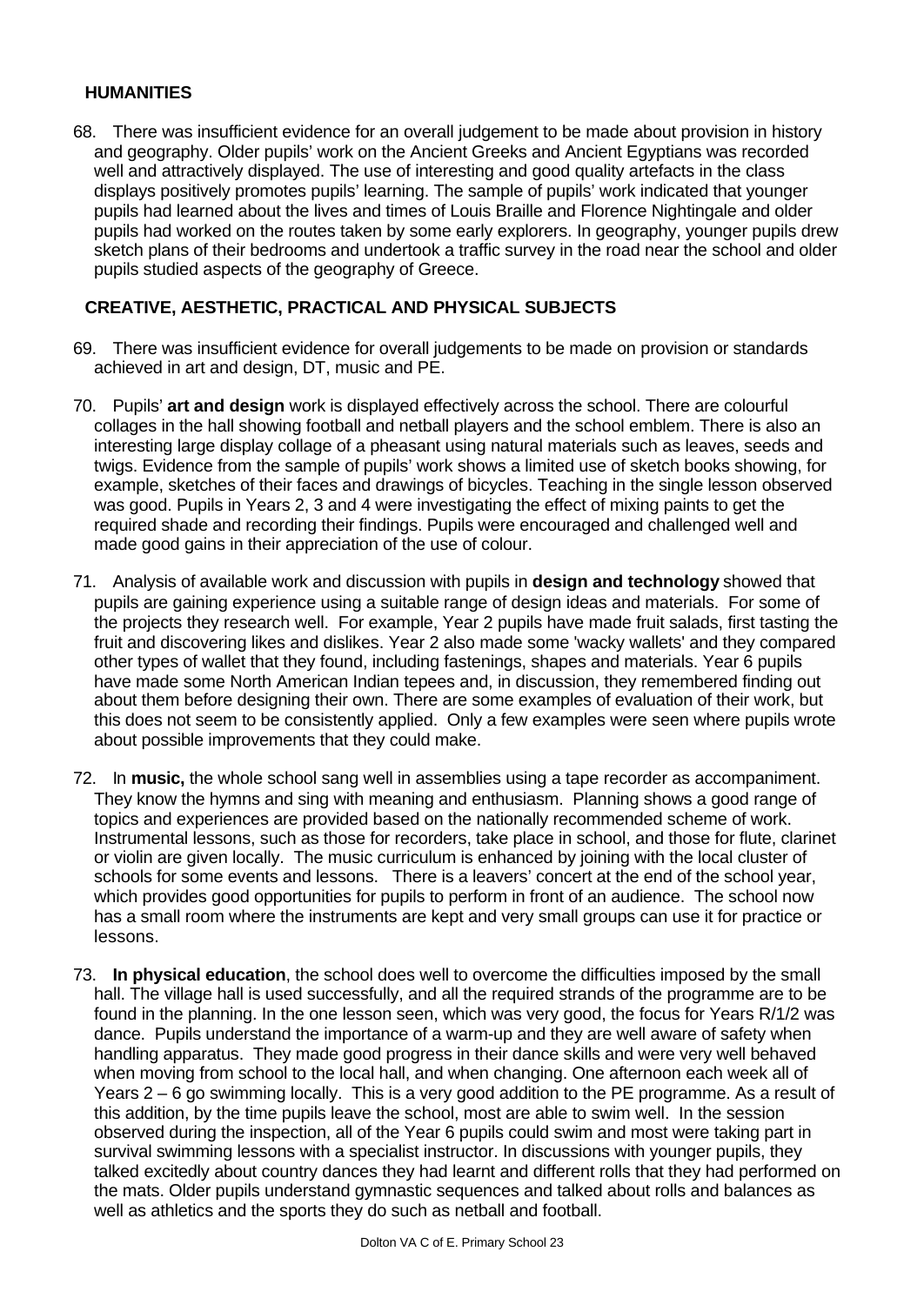## HUMANITIES

68. There was insufficient evidence for an overall judgement to be made about provision in history and geography. Older pupils' work on the Ancient Greeks and Ancient Egyptians was recorded well and attractively displayed. The use of interesting and good quality artefacts in the class displays positively promotes pupils' learning. The sample of pupils' work indicated that younger pupils had learned about the lives and times of Louis Braille and Florence Nightingale and older pupils had worked on the routes taken by some early explorers. In geography, younger pupils drew sketch plans of their bedrooms and undertook a traffic survey in the road near the school and older pupils studied aspects of the geography of Greece.

## CREATIVE, AESTHETIC, PRACTICAL AND PHYSICAL SUBJECTS

69. There was insufficient evidence for overall judgements to be made on provision or standards achieved in art and design, DT, music and PE.

70. Pupils' **art and design** work is displayed effectively across the school. There are colourful collages in the hall showing football and netball players and the school emblem. There is also an interesting large display collage of a pheasant using natural materials such as leaves, seeds and twigs. Evidence from the sample of pupils' work shows a limited use of sketch books showing, for example, sketches of their faces and drawings of bicycles. Teaching in the single lesson observed was good. Pupils in Years 2, 3 and 4 were investigating the effect of mixing paints to get the required shade and recording their findings. Pupils were encouraged and challenged well and made good gains in their appreciation of the use of colour.

71. Analysis of available work and discussion with pupils in **design and technology** showed that pupils are gaining experience using a suitable range of design ideas and materials. For some of the projects they research well. For example, Year 2 pupils have made fruit salads, first tasting the fruit and discovering likes and dislikes. Year 2 also made some 'wacky wallets' and they compared other types of wallet that they found, including fastenings, shapes and materials. Year 6 pupils have made some North American Indian tepees and, in discussion, they remembered finding out about them before designing their own. There are some examples of evaluation of their work, but this does not seem to be consistently applied. Only a few examples were seen where pupils wrote about possible improvements that they could make.

72. In **music,** the whole school sang well in assemblies using a tape recorder as accompaniment. They know the hymns and sing with meaning and enthusiasm. Planning shows a good range of topics and experiences are provided based on the nationally recommended scheme of work. Instrumental lessons, such as those for recorders, take place in school, and those for flute, clarinet or violin are given locally. The music curriculum is enhanced by joining with the local cluster of schools for some events and lessons. There is a leavers' concert at the end of the school year, which provides good opportunities for pupils to perform in front of an audience. The school now has a small room where the instruments are kept and very small groups can use it for practice or lessons.

73. **In physical education**, the school does well to overcome the difficulties imposed by the small hall. The village hall is used successfully, and all the required strands of the programme are to be found in the planning. In the one lesson seen, which was very good, the focus for Years R/1/2 was dance. Pupils understand the importance of a warm-up and they are well aware of safety when handling apparatus. They made good progress in their dance skills and were very well behaved when moving from school to the local hall, and when changing. One afternoon each week all of Years 2 – 6 go swimming locally. This is a very good addition to the PE programme. As a result of this addition, by the time pupils leave the school, most are able to swim well. In the session observed during the inspection, all of the Year 6 pupils could swim and most were taking part in survival swimming lessons with a specialist instructor. In discussions with younger pupils, they talked excitedly about country dances they had learnt and different rolls that they had performed on the mats. Older pupils understand gymnastic sequences and talked about rolls and balances as well as athletics and the sports they do such as netball and football.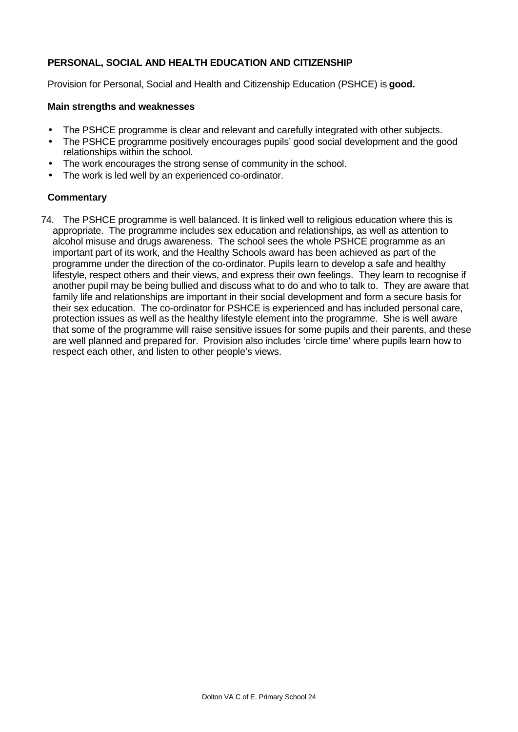### PERSONAL, SOCIAL AND HEALTH EDUCATION AND CITIZENSHIP

Provision for Personal, Social and Health and Citizenship Education (PSHCE) is **good.**

**Main strengths and weaknesses**

- The PSHCE programme is clear and relevant and carefully integrated with other subjects.
- The PSHCE programme positively encourages pupils' good social development and the good relationships within the school.
- The work encourages the strong sense of community in the school.
- The work is led well by an experienced co-ordinator.

**Commentary**

74. The PSHCE programme is well balanced. It is linked well to religious education where this is appropriate. The programme includes sex education and relationships, as well as attention to alcohol misuse and drugs awareness. The school sees the whole PSHCE programme as an important part of its work, and the Healthy Schools award has been achieved as part of the programme under the direction of the co-ordinator. Pupils learn to develop a safe and healthy lifestyle, respect others and their views, and express their own feelings. They learn to recognise if another pupil may be being bullied and discuss what to do and who to talk to. They are aware that family life and relationships are important in their social development and form a secure basis for their sex education. The co-ordinator for PSHCE is experienced and has included personal care, protection issues as well as the healthy lifestyle element into the programme. She is well aware that some of the programme will raise sensitive issues for some pupils and their parents, and these are well planned and prepared for. Provision also includes 'circle time' where pupils learn how to respect each other, and listen to other people's views.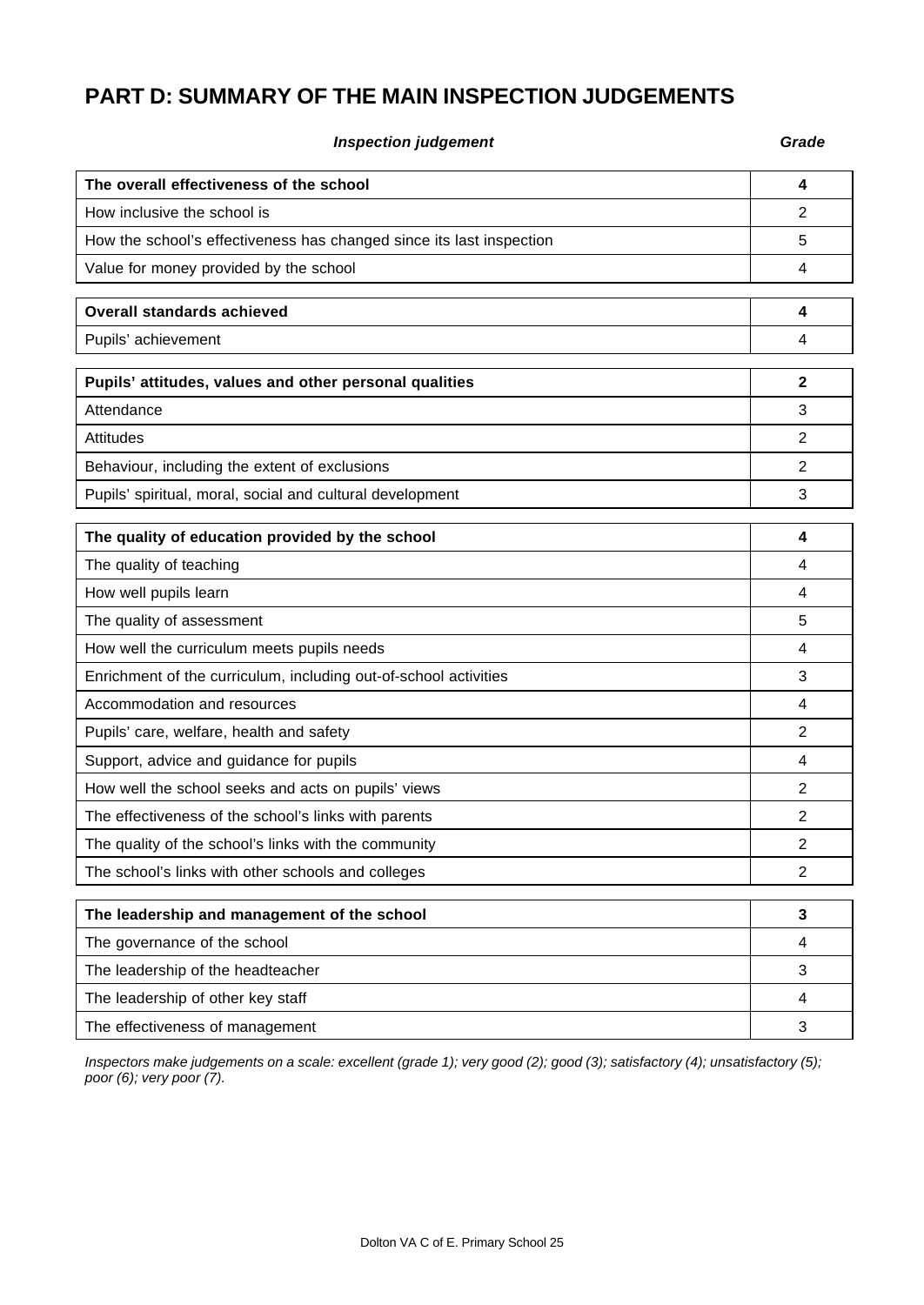# PART D: SUMMARY OF THE MAIN INSPECTION JUDGEMENTS

| *Inspection judgement* | *Grade* |
|---|---|
| **The overall effectiveness of the school** | **4** |
| How inclusive the school is | 2 |
| How the school's effectiveness has changed since its last inspection | 5 |
| Value for money provided by the school | 4 |
| **Overall standards achieved** | **4** |
| Pupils' achievement | 4 |
| **Pupils' attitudes, values and other personal qualities** | **2** |
| Attendance | 3 |
| Attitudes | 2 |
| Behaviour, including the extent of exclusions | 2 |
| Pupils' spiritual, moral, social and cultural development | 3 |
| **The quality of education provided by the school** | **4** |
| The quality of teaching | 4 |
| How well pupils learn | 4 |
| The quality of assessment | 5 |
| How well the curriculum meets pupils needs | 4 |
| Enrichment of the curriculum, including out-of-school activities | 3 |
| Accommodation and resources | 4 |
| Pupils' care, welfare, health and safety | 2 |
| Support, advice and guidance for pupils | 4 |
| How well the school seeks and acts on pupils' views | 2 |
| The effectiveness of the school's links with parents | 2 |
| The quality of the school's links with the community | 2 |
| The school's links with other schools and colleges | 2 |
| **The leadership and management of the school** | **3** |
| The governance of the school | 4 |
| The leadership of the headteacher | 3 |
| The leadership of other key staff | 4 |
| The effectiveness of management | 3 |

*Inspectors make judgements on a scale: excellent (grade 1); very good (2); good (3); satisfactory (4); unsatisfactory (5); poor (6); very poor (7).*